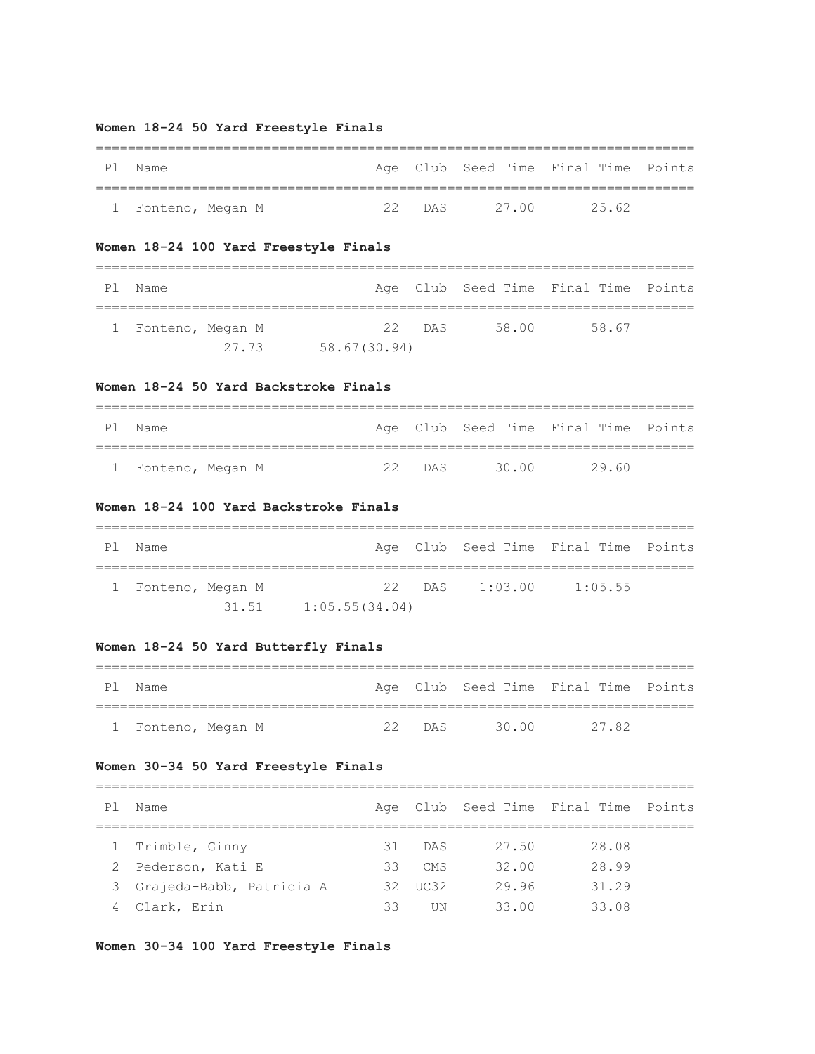### Women 18-24 50 Yard Freestyle Finals

| Pl | Name | Age | Club | Seed Time | Final Time | Points |
|---|---|---|---|---|---|---|
| 1 | Fonteno, Megan M | 22 | DAS | 27.00 | 25.62 | |

### Women 18-24 100 Yard Freestyle Finals

| Pl | Name | Age | Club | Seed Time | Final Time | Points |
|---|---|---|---|---|---|---|
| 1 | Fonteno, Megan M | 22 | DAS | 58.00 | 58.67 | |
| | 27.73 58.67(30.94) | | | | | |

### Women 18-24 50 Yard Backstroke Finals

| Pl | Name | Age | Club | Seed Time | Final Time | Points |
|---|---|---|---|---|---|---|
| 1 | Fonteno, Megan M | 22 | DAS | 30.00 | 29.60 | |

### Women 18-24 100 Yard Backstroke Finals

| Pl | Name | Age | Club | Seed Time | Final Time | Points |
|---|---|---|---|---|---|---|
| 1 | Fonteno, Megan M | 22 | DAS | 1:03.00 | 1:05.55 | |
| | 31.51 1:05.55(34.04) | | | | | |

### Women 18-24 50 Yard Butterfly Finals

| Pl | Name | Age | Club | Seed Time | Final Time | Points |
|---|---|---|---|---|---|---|
| 1 | Fonteno, Megan M | 22 | DAS | 30.00 | 27.82 | |

### Women 30-34 50 Yard Freestyle Finals

| Pl | Name | Age | Club | Seed Time | Final Time | Points |
|---|---|---|---|---|---|---|
| 1 | Trimble, Ginny | 31 | DAS | 27.50 | 28.08 | |
| 2 | Pederson, Kati E | 33 | CMS | 32.00 | 28.99 | |
| 3 | Grajeda-Babb, Patricia A | 32 | UC32 | 29.96 | 31.29 | |
| 4 | Clark, Erin | 33 | UN | 33.00 | 33.08 | |

### Women 30-34 100 Yard Freestyle Finals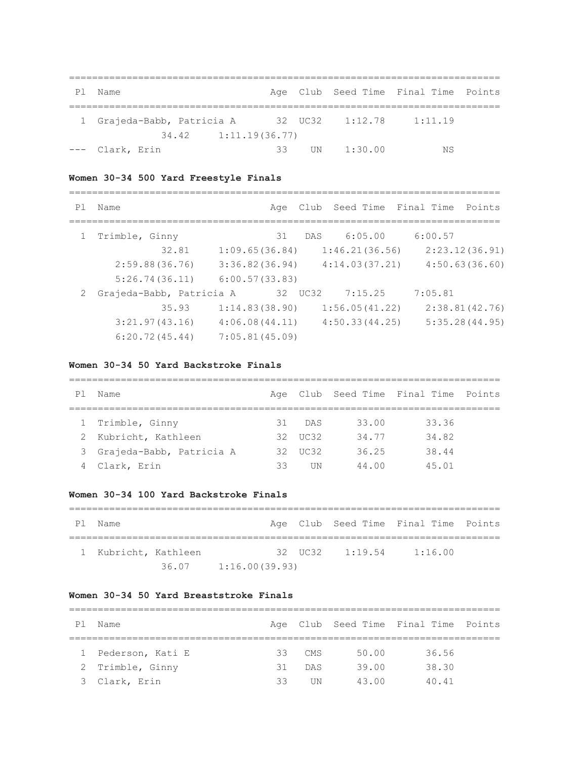| Pl | Name | Age | Club | Seed Time | Final Time | Points |
|---|---|---|---|---|---|---|
| 1 | Grajeda-Babb, Patricia A | 32 | UC32 | 1:12.78 | 1:11.19 | |
| | 34.42 1:11.19(36.77) | | | | | |
| --- | Clark, Erin | 33 | UN | 1:30.00 | NS | |

**Women 30-34 500 Yard Freestyle Finals**

| Pl | Name | Age | Club | Seed Time | Final Time | Points |
|---|---|---|---|---|---|---|
| 1 | Trimble, Ginny | 31 | DAS | 6:05.00 | 6:00.57 | |
| | 32.81 1:09.65(36.84) 1:46.21(36.56) 2:23.12(36.91) | | | | | |
| | 2:59.88(36.76) 3:36.82(36.94) 4:14.03(37.21) 4:50.63(36.60) | | | | | |
| | 5:26.74(36.11) 6:00.57(33.83) | | | | | |
| 2 | Grajeda-Babb, Patricia A | 32 | UC32 | 7:15.25 | 7:05.81 | |
| | 35.93 1:14.83(38.90) 1:56.05(41.22) 2:38.81(42.76) | | | | | |
| | 3:21.97(43.16) 4:06.08(44.11) 4:50.33(44.25) 5:35.28(44.95) | | | | | |
| | 6:20.72(45.44) 7:05.81(45.09) | | | | | |

**Women 30-34 50 Yard Backstroke Finals**

| Pl | Name | Age | Club | Seed Time | Final Time | Points |
|---|---|---|---|---|---|---|
| 1 | Trimble, Ginny | 31 | DAS | 33.00 | 33.36 | |
| 2 | Kubricht, Kathleen | 32 | UC32 | 34.77 | 34.82 | |
| 3 | Grajeda-Babb, Patricia A | 32 | UC32 | 36.25 | 38.44 | |
| 4 | Clark, Erin | 33 | UN | 44.00 | 45.01 | |

**Women 30-34 100 Yard Backstroke Finals**

| Pl | Name | Age | Club | Seed Time | Final Time | Points |
|---|---|---|---|---|---|---|
| 1 | Kubricht, Kathleen | 32 | UC32 | 1:19.54 | 1:16.00 | |
| | 36.07 1:16.00(39.93) | | | | | |

**Women 30-34 50 Yard Breaststroke Finals**

| Pl | Name | Age | Club | Seed Time | Final Time | Points |
|---|---|---|---|---|---|---|
| 1 | Pederson, Kati E | 33 | CMS | 50.00 | 36.56 | |
| 2 | Trimble, Ginny | 31 | DAS | 39.00 | 38.30 | |
| 3 | Clark, Erin | 33 | UN | 43.00 | 40.41 | |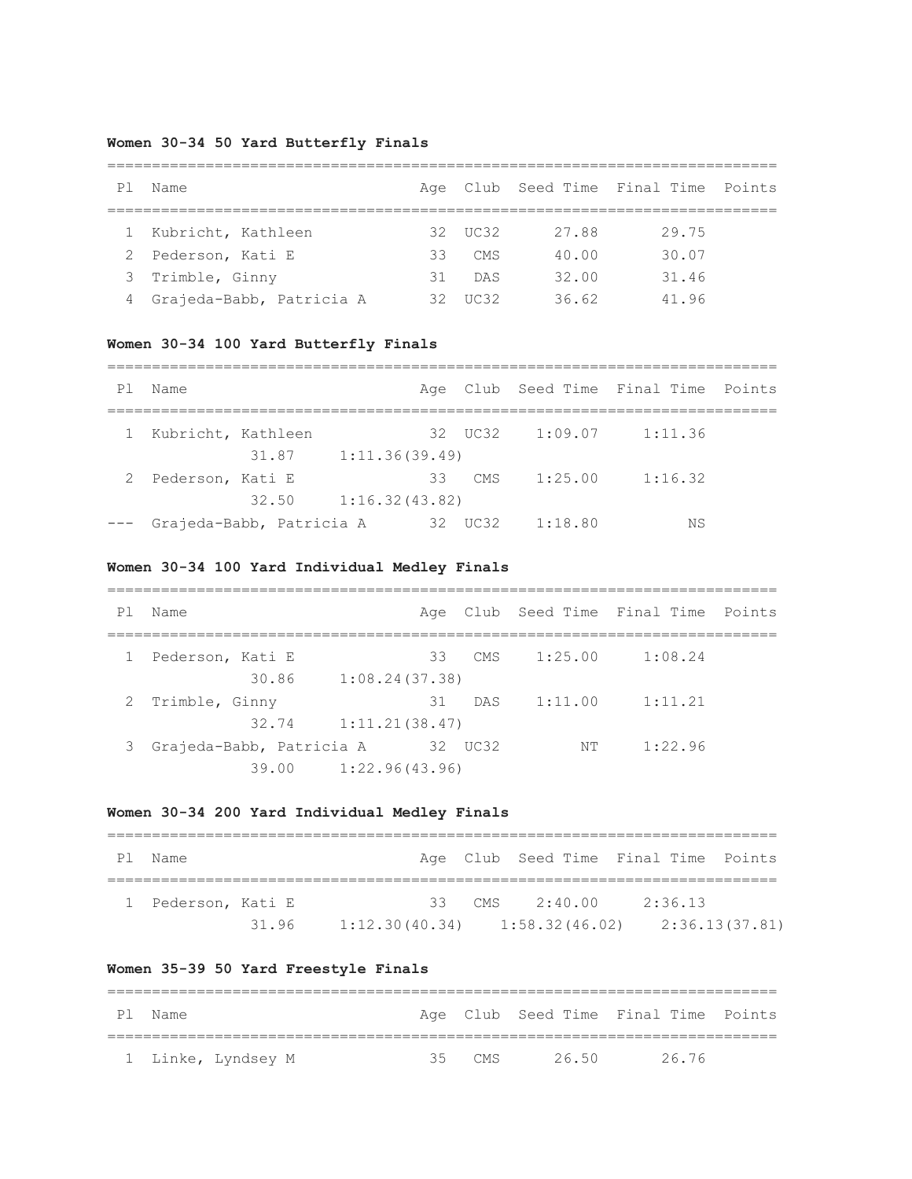### Women 30-34 50 Yard Butterfly Finals

| Pl | Name | Age | Club | Seed Time | Final Time | Points |
|---|---|---|---|---|---|---|
| 1 | Kubricht, Kathleen | 32 | UC32 | 27.88 | 29.75 | |
| 2 | Pederson, Kati E | 33 | CMS | 40.00 | 30.07 | |
| 3 | Trimble, Ginny | 31 | DAS | 32.00 | 31.46 | |
| 4 | Grajeda-Babb, Patricia A | 32 | UC32 | 36.62 | 41.96 | |

### Women 30-34 100 Yard Butterfly Finals

| Pl | Name | Age | Club | Seed Time | Final Time | Points |
|---|---|---|---|---|---|---|
| 1 | Kubricht, Kathleen | 32 | UC32 | 1:09.07 | 1:11.36 | |
| | 31.87 1:11.36(39.49) | | | | | |
| 2 | Pederson, Kati E | 33 | CMS | 1:25.00 | 1:16.32 | |
| | 32.50 1:16.32(43.82) | | | | | |
| --- | Grajeda-Babb, Patricia A | 32 | UC32 | 1:18.80 | NS | |

### Women 30-34 100 Yard Individual Medley Finals

| Pl | Name | Age | Club | Seed Time | Final Time | Points |
|---|---|---|---|---|---|---|
| 1 | Pederson, Kati E | 33 | CMS | 1:25.00 | 1:08.24 | |
| | 30.86 1:08.24(37.38) | | | | | |
| 2 | Trimble, Ginny | 31 | DAS | 1:11.00 | 1:11.21 | |
| | 32.74 1:11.21(38.47) | | | | | |
| 3 | Grajeda-Babb, Patricia A | 32 | UC32 | NT | 1:22.96 | |
| | 39.00 1:22.96(43.96) | | | | | |

### Women 30-34 200 Yard Individual Medley Finals

| Pl | Name | Age | Club | Seed Time | Final Time | Points |
|---|---|---|---|---|---|---|
| 1 | Pederson, Kati E | 33 | CMS | 2:40.00 | 2:36.13 | |
| | 31.96 1:12.30(40.34) 1:58.32(46.02) 2:36.13(37.81) | | | | | |

### Women 35-39 50 Yard Freestyle Finals

| Pl | Name | Age | Club | Seed Time | Final Time | Points |
|---|---|---|---|---|---|---|
| 1 | Linke, Lyndsey M | 35 | CMS | 26.50 | 26.76 | |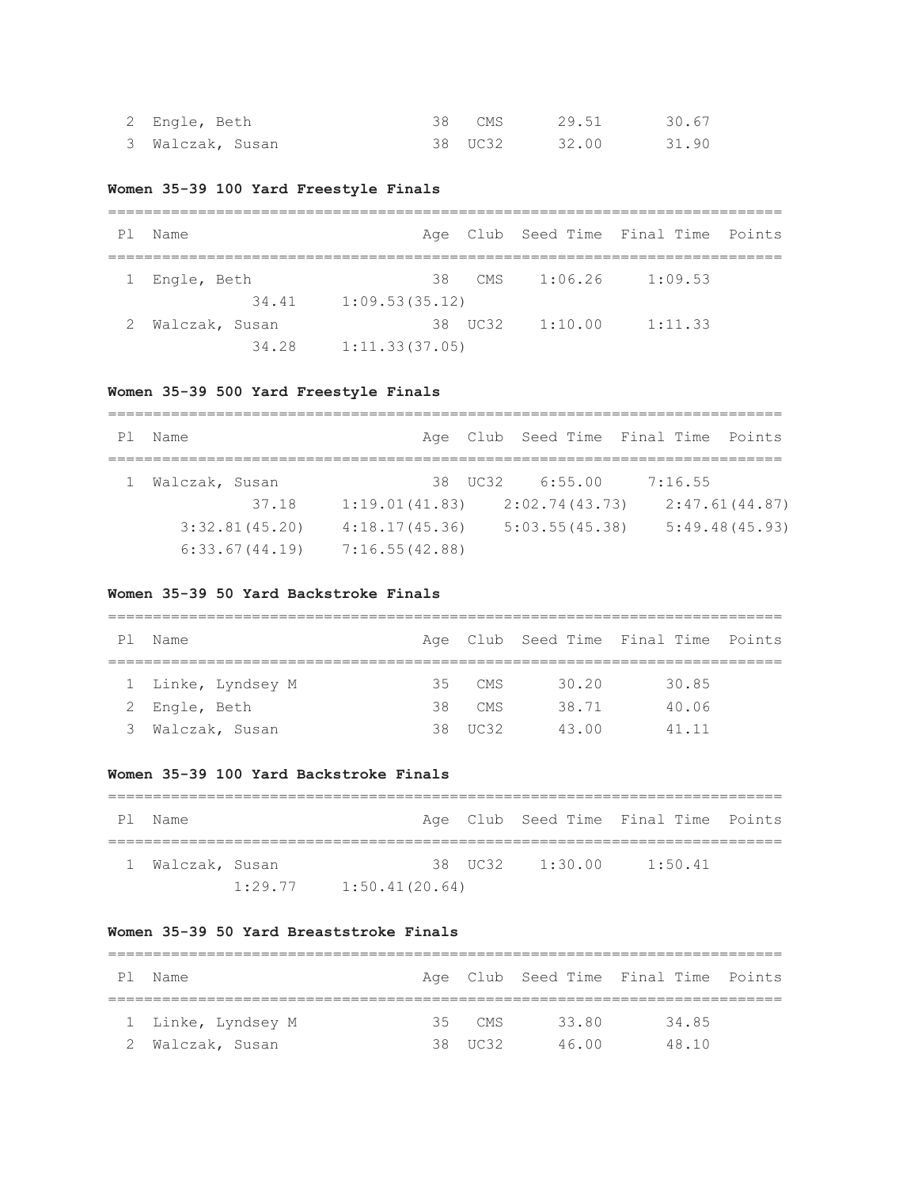| Pl | Name | Age | Club | Seed Time | Final Time | Points |
|---|---|---|---|---|---|---|
| 2 | Engle, Beth | 38 | CMS | 29.51 | 30.67 | |
| 3 | Walczak, Susan | 38 | UC32 | 32.00 | 31.90 | |

### Women 35-39 100 Yard Freestyle Finals

| Pl | Name | Age | Club | Seed Time | Final Time | Points |
|---|---|---|---|---|---|---|
| 1 | Engle, Beth | 38 | CMS | 1:06.26 | 1:09.53 | |
| | 34.41 1:09.53(35.12) | | | | | |
| 2 | Walczak, Susan | 38 | UC32 | 1:10.00 | 1:11.33 | |
| | 34.28 1:11.33(37.05) | | | | | |

### Women 35-39 500 Yard Freestyle Finals

| Pl | Name | Age | Club | Seed Time | Final Time | Points |
|---|---|---|---|---|---|---|
| 1 | Walczak, Susan | 38 | UC32 | 6:55.00 | 7:16.55 | |
| | 37.18 1:19.01(41.83) 2:02.74(43.73) 2:47.61(44.87) | | | | | |
| | 3:32.81(45.20) 4:18.17(45.36) 5:03.55(45.38) 5:49.48(45.93) | | | | | |
| | 6:33.67(44.19) 7:16.55(42.88) | | | | | |

### Women 35-39 50 Yard Backstroke Finals

| Pl | Name | Age | Club | Seed Time | Final Time | Points |
|---|---|---|---|---|---|---|
| 1 | Linke, Lyndsey M | 35 | CMS | 30.20 | 30.85 | |
| 2 | Engle, Beth | 38 | CMS | 38.71 | 40.06 | |
| 3 | Walczak, Susan | 38 | UC32 | 43.00 | 41.11 | |

### Women 35-39 100 Yard Backstroke Finals

| Pl | Name | Age | Club | Seed Time | Final Time | Points |
|---|---|---|---|---|---|---|
| 1 | Walczak, Susan | 38 | UC32 | 1:30.00 | 1:50.41 | |
| | 1:29.77 1:50.41(20.64) | | | | | |

### Women 35-39 50 Yard Breaststroke Finals

| Pl | Name | Age | Club | Seed Time | Final Time | Points |
|---|---|---|---|---|---|---|
| 1 | Linke, Lyndsey M | 35 | CMS | 33.80 | 34.85 | |
| 2 | Walczak, Susan | 38 | UC32 | 46.00 | 48.10 | |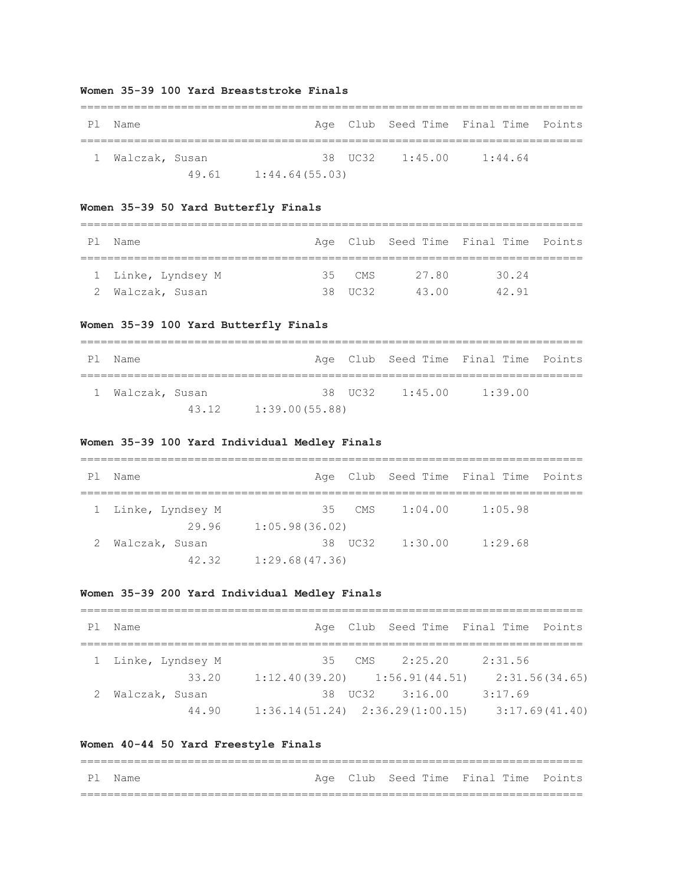**Women 35-39 100 Yard Breaststroke Finals**

| Pl | Name | Age | Club | Seed Time | Final Time | Points |
|---|---|---|---|---|---|---|
| 1 | Walczak, Susan | 38 | UC32 | 1:45.00 | 1:44.64 | |
| | 49.61 1:44.64(55.03) | | | | | |

**Women 35-39 50 Yard Butterfly Finals**

| Pl | Name | Age | Club | Seed Time | Final Time | Points |
|---|---|---|---|---|---|---|
| 1 | Linke, Lyndsey M | 35 | CMS | 27.80 | 30.24 | |
| 2 | Walczak, Susan | 38 | UC32 | 43.00 | 42.91 | |

**Women 35-39 100 Yard Butterfly Finals**

| Pl | Name | Age | Club | Seed Time | Final Time | Points |
|---|---|---|---|---|---|---|
| 1 | Walczak, Susan | 38 | UC32 | 1:45.00 | 1:39.00 | |
| | 43.12 1:39.00(55.88) | | | | | |

**Women 35-39 100 Yard Individual Medley Finals**

| Pl | Name | Age | Club | Seed Time | Final Time | Points |
|---|---|---|---|---|---|---|
| 1 | Linke, Lyndsey M | 35 | CMS | 1:04.00 | 1:05.98 | |
| | 29.96 1:05.98(36.02) | | | | | |
| 2 | Walczak, Susan | 38 | UC32 | 1:30.00 | 1:29.68 | |
| | 42.32 1:29.68(47.36) | | | | | |

**Women 35-39 200 Yard Individual Medley Finals**

| Pl | Name | Age | Club | Seed Time | Final Time | Points |
|---|---|---|---|---|---|---|
| 1 | Linke, Lyndsey M | 35 | CMS | 2:25.20 | 2:31.56 | |
| | 33.20 1:12.40(39.20) 1:56.91(44.51) 2:31.56(34.65) | | | | | |
| 2 | Walczak, Susan | 38 | UC32 | 3:16.00 | 3:17.69 | |
| | 44.90 1:36.14(51.24) 2:36.29(1:00.15) 3:17.69(41.40) | | | | | |

**Women 40-44 50 Yard Freestyle Finals**

| Pl | Name | Age | Club | Seed Time | Final Time | Points |
|---|---|---|---|---|---|---|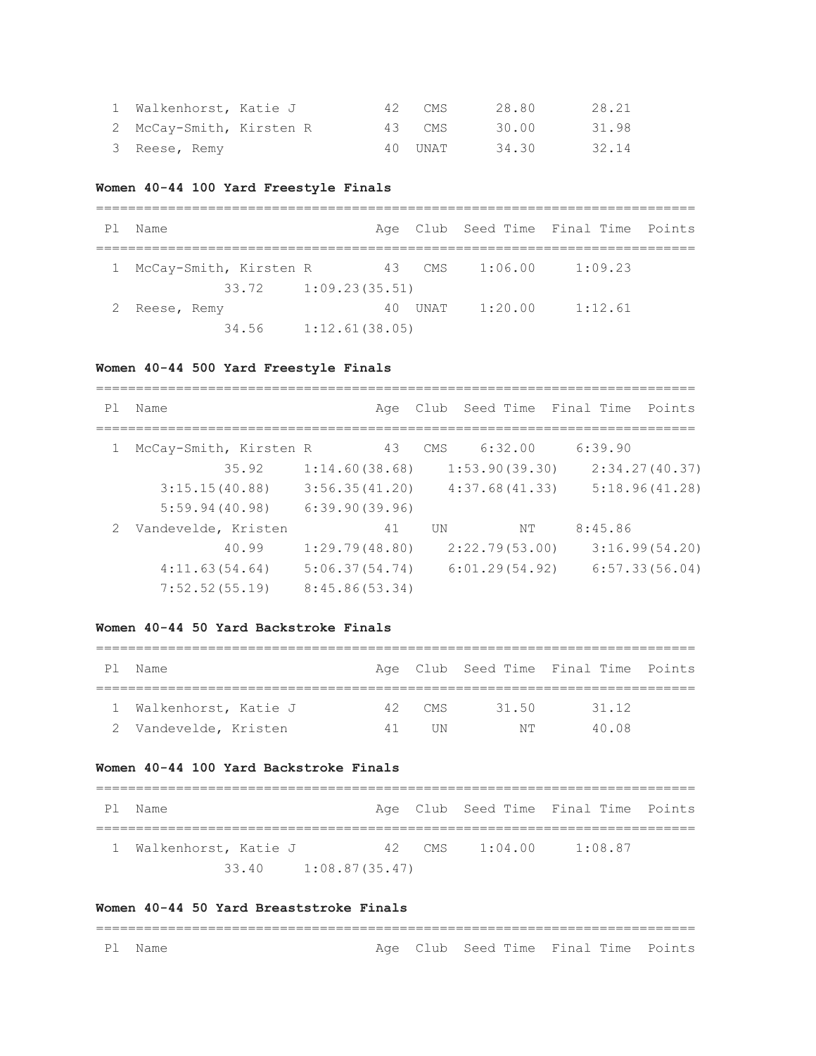| Pl | Name | Age | Club | Seed Time | Final Time | Points |
|---|---|---|---|---|---|---|
| 1 | Walkenhorst, Katie J | 42 | CMS | 28.80 | 28.21 | |
| 2 | McCay-Smith, Kirsten R | 43 | CMS | 30.00 | 31.98 | |
| 3 | Reese, Remy | 40 | UNAT | 34.30 | 32.14 | |

**Women 40-44 100 Yard Freestyle Finals**

| Pl | Name | Age | Club | Seed Time | Final Time | Points |
|---|---|---|---|---|---|---|
| 1 | McCay-Smith, Kirsten R | 43 | CMS | 1:06.00 | 1:09.23 | |
| | 33.72 1:09.23(35.51) | | | | | |
| 2 | Reese, Remy | 40 | UNAT | 1:20.00 | 1:12.61 | |
| | 34.56 1:12.61(38.05) | | | | | |

**Women 40-44 500 Yard Freestyle Finals**

| Pl | Name | Age | Club | Seed Time | Final Time | Points |
|---|---|---|---|---|---|---|
| 1 | McCay-Smith, Kirsten R | 43 | CMS | 6:32.00 | 6:39.90 | |
| | 35.92 1:14.60(38.68) 1:53.90(39.30) 2:34.27(40.37) | | | | | |
| | 3:15.15(40.88) 3:56.35(41.20) 4:37.68(41.33) 5:18.96(41.28) | | | | | |
| | 5:59.94(40.98) 6:39.90(39.96) | | | | | |
| 2 | Vandevelde, Kristen | 41 | UN | NT | 8:45.86 | |
| | 40.99 1:29.79(48.80) 2:22.79(53.00) 3:16.99(54.20) | | | | | |
| | 4:11.63(54.64) 5:06.37(54.74) 6:01.29(54.92) 6:57.33(56.04) | | | | | |
| | 7:52.52(55.19) 8:45.86(53.34) | | | | | |

**Women 40-44 50 Yard Backstroke Finals**

| Pl | Name | Age | Club | Seed Time | Final Time | Points |
|---|---|---|---|---|---|---|
| 1 | Walkenhorst, Katie J | 42 | CMS | 31.50 | 31.12 | |
| 2 | Vandevelde, Kristen | 41 | UN | NT | 40.08 | |

**Women 40-44 100 Yard Backstroke Finals**

| Pl | Name | Age | Club | Seed Time | Final Time | Points |
|---|---|---|---|---|---|---|
| 1 | Walkenhorst, Katie J | 42 | CMS | 1:04.00 | 1:08.87 | |
| | 33.40 1:08.87(35.47) | | | | | |

**Women 40-44 50 Yard Breaststroke Finals**

| Pl | Name | Age | Club | Seed Time | Final Time | Points |
|---|---|---|---|---|---|---|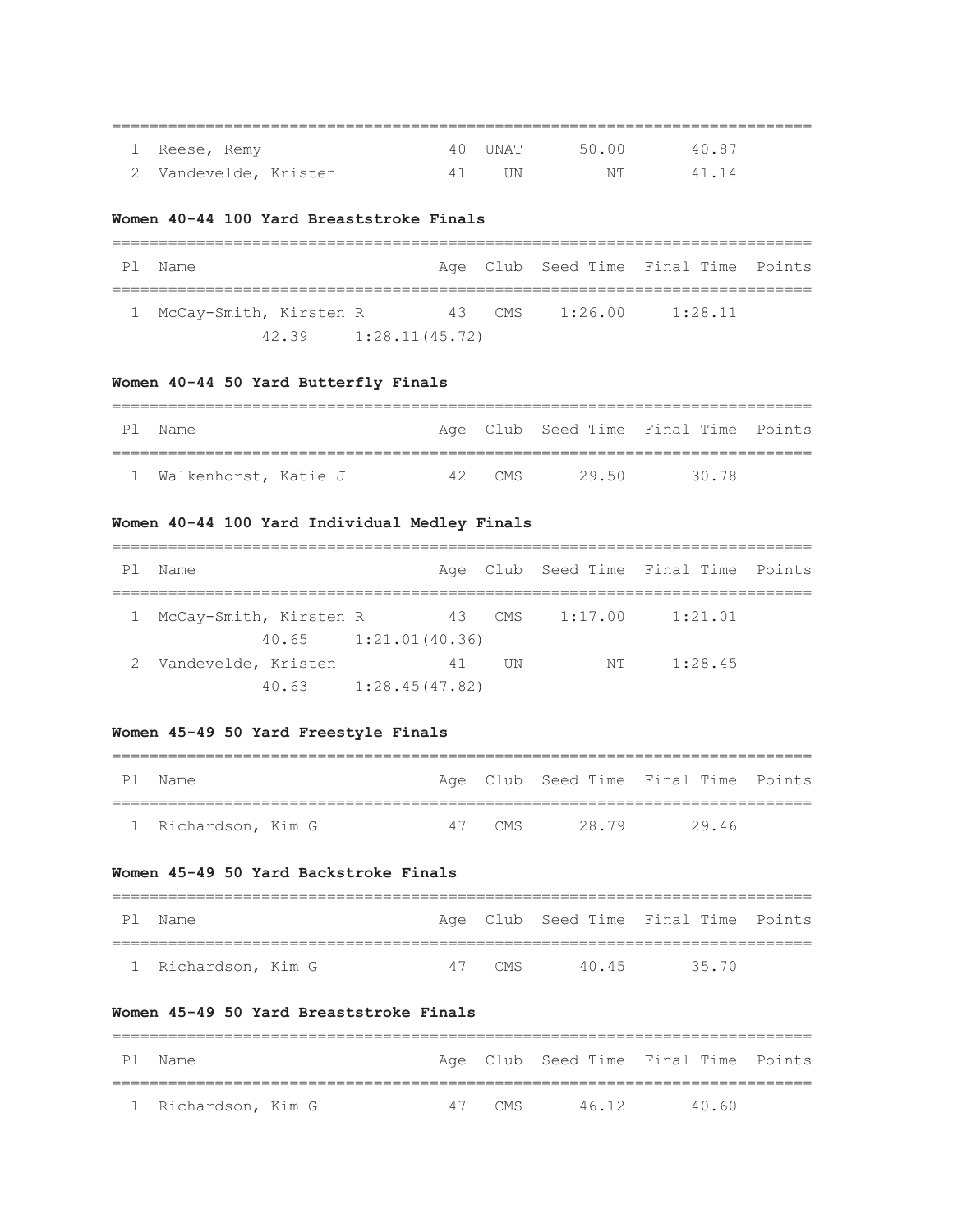| Pl | Name | Age | Club | Seed Time | Final Time | Points |
|---|---|---|---|---|---|---|
| 1 | Reese, Remy | 40 | UNAT | 50.00 | 40.87 | |
| 2 | Vandevelde, Kristen | 41 | UN | NT | 41.14 | |

**Women 40-44 100 Yard Breaststroke Finals**

| Pl | Name | Age | Club | Seed Time | Final Time | Points |
|---|---|---|---|---|---|---|
| 1 | McCay-Smith, Kirsten R | 43 | CMS | 1:26.00 | 1:28.11 | |
| | 42.39 1:28.11(45.72) | | | | | |

**Women 40-44 50 Yard Butterfly Finals**

| Pl | Name | Age | Club | Seed Time | Final Time | Points |
|---|---|---|---|---|---|---|
| 1 | Walkenhorst, Katie J | 42 | CMS | 29.50 | 30.78 | |

**Women 40-44 100 Yard Individual Medley Finals**

| Pl | Name | Age | Club | Seed Time | Final Time | Points |
|---|---|---|---|---|---|---|
| 1 | McCay-Smith, Kirsten R | 43 | CMS | 1:17.00 | 1:21.01 | |
| | 40.65 1:21.01(40.36) | | | | | |
| 2 | Vandevelde, Kristen | 41 | UN | NT | 1:28.45 | |
| | 40.63 1:28.45(47.82) | | | | | |

**Women 45-49 50 Yard Freestyle Finals**

| Pl | Name | Age | Club | Seed Time | Final Time | Points |
|---|---|---|---|---|---|---|
| 1 | Richardson, Kim G | 47 | CMS | 28.79 | 29.46 | |

**Women 45-49 50 Yard Backstroke Finals**

| Pl | Name | Age | Club | Seed Time | Final Time | Points |
|---|---|---|---|---|---|---|
| 1 | Richardson, Kim G | 47 | CMS | 40.45 | 35.70 | |

**Women 45-49 50 Yard Breaststroke Finals**

| Pl | Name | Age | Club | Seed Time | Final Time | Points |
|---|---|---|---|---|---|---|
| 1 | Richardson, Kim G | 47 | CMS | 46.12 | 40.60 | |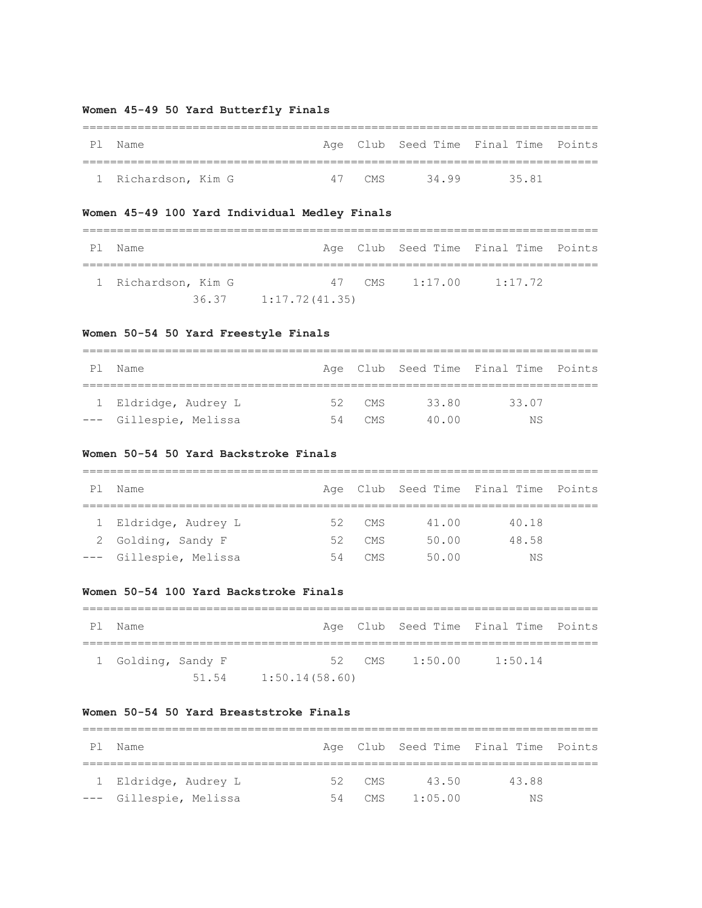**Women 45-49 50 Yard Butterfly Finals**

| Pl | Name | Age | Club | Seed Time | Final Time | Points |
|---|---|---|---|---|---|---|
| 1 | Richardson, Kim G | 47 | CMS | 34.99 | 35.81 | |

**Women 45-49 100 Yard Individual Medley Finals**

| Pl | Name | Age | Club | Seed Time | Final Time | Points |
|---|---|---|---|---|---|---|
| 1 | Richardson, Kim G | 47 | CMS | 1:17.00 | 1:17.72 | |
| | 36.37 1:17.72(41.35) | | | | | |

**Women 50-54 50 Yard Freestyle Finals**

| Pl | Name | Age | Club | Seed Time | Final Time | Points |
|---|---|---|---|---|---|---|
| 1 | Eldridge, Audrey L | 52 | CMS | 33.80 | 33.07 | |
| --- | Gillespie, Melissa | 54 | CMS | 40.00 | NS | |

**Women 50-54 50 Yard Backstroke Finals**

| Pl | Name | Age | Club | Seed Time | Final Time | Points |
|---|---|---|---|---|---|---|
| 1 | Eldridge, Audrey L | 52 | CMS | 41.00 | 40.18 | |
| 2 | Golding, Sandy F | 52 | CMS | 50.00 | 48.58 | |
| --- | Gillespie, Melissa | 54 | CMS | 50.00 | NS | |

**Women 50-54 100 Yard Backstroke Finals**

| Pl | Name | Age | Club | Seed Time | Final Time | Points |
|---|---|---|---|---|---|---|
| 1 | Golding, Sandy F | 52 | CMS | 1:50.00 | 1:50.14 | |
| | 51.54 1:50.14(58.60) | | | | | |

**Women 50-54 50 Yard Breaststroke Finals**

| Pl | Name | Age | Club | Seed Time | Final Time | Points |
|---|---|---|---|---|---|---|
| 1 | Eldridge, Audrey L | 52 | CMS | 43.50 | 43.88 | |
| --- | Gillespie, Melissa | 54 | CMS | 1:05.00 | NS | |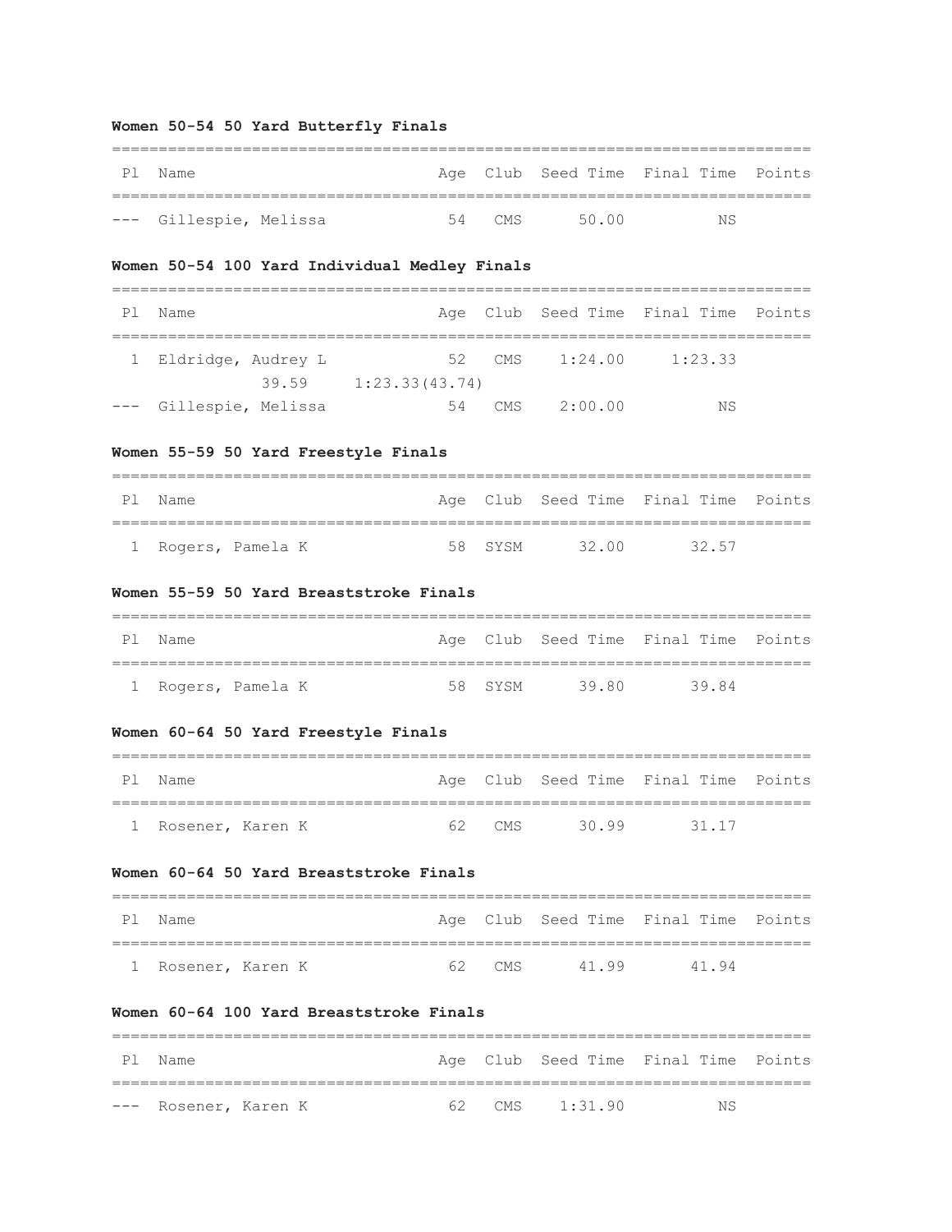**Women 50-54 50 Yard Butterfly Finals**

| Pl | Name | Age | Club | Seed Time | Final Time | Points |
|---|---|---|---|---|---|---|
| --- | Gillespie, Melissa | 54 | CMS | 50.00 | NS | |

**Women 50-54 100 Yard Individual Medley Finals**

| Pl | Name | Age | Club | Seed Time | Final Time | Points |
|---|---|---|---|---|---|---|
| 1 | Eldridge, Audrey L | 52 | CMS | 1:24.00 | 1:23.33 | |
| | 39.59 1:23.33(43.74) | | | | | |
| --- | Gillespie, Melissa | 54 | CMS | 2:00.00 | NS | |

**Women 55-59 50 Yard Freestyle Finals**

| Pl | Name | Age | Club | Seed Time | Final Time | Points |
|---|---|---|---|---|---|---|
| 1 | Rogers, Pamela K | 58 | SYSM | 32.00 | 32.57 | |

**Women 55-59 50 Yard Breaststroke Finals**

| Pl | Name | Age | Club | Seed Time | Final Time | Points |
|---|---|---|---|---|---|---|
| 1 | Rogers, Pamela K | 58 | SYSM | 39.80 | 39.84 | |

**Women 60-64 50 Yard Freestyle Finals**

| Pl | Name | Age | Club | Seed Time | Final Time | Points |
|---|---|---|---|---|---|---|
| 1 | Rosener, Karen K | 62 | CMS | 30.99 | 31.17 | |

**Women 60-64 50 Yard Breaststroke Finals**

| Pl | Name | Age | Club | Seed Time | Final Time | Points |
|---|---|---|---|---|---|---|
| 1 | Rosener, Karen K | 62 | CMS | 41.99 | 41.94 | |

**Women 60-64 100 Yard Breaststroke Finals**

| Pl | Name | Age | Club | Seed Time | Final Time | Points |
|---|---|---|---|---|---|---|
| --- | Rosener, Karen K | 62 | CMS | 1:31.90 | NS | |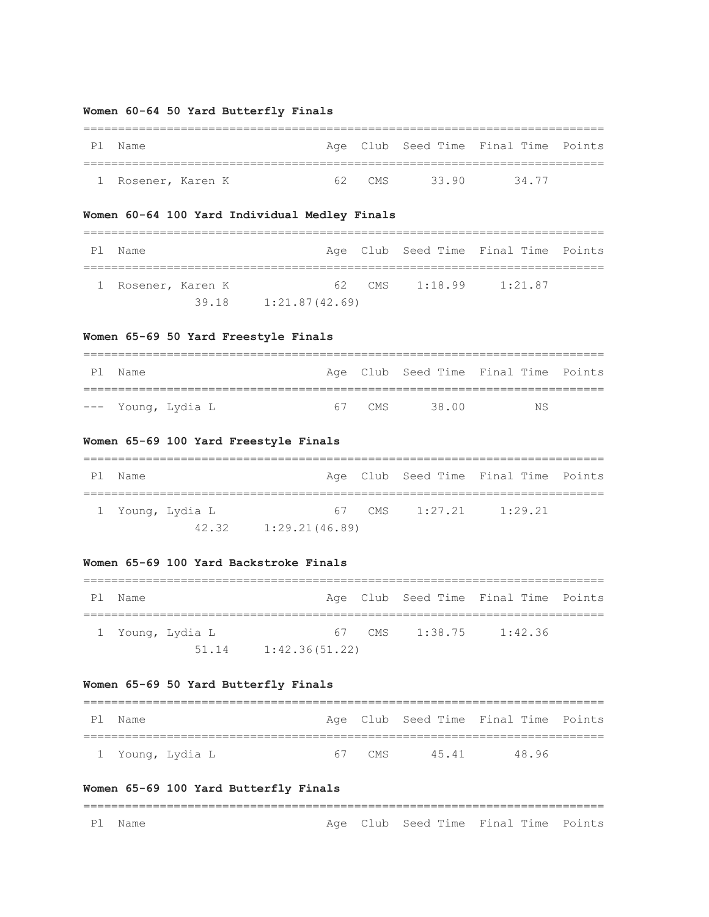**Women 60-64 50 Yard Butterfly Finals**

| Pl | Name | Age | Club | Seed Time | Final Time | Points |
|---|---|---|---|---|---|---|
| 1 | Rosener, Karen K | 62 | CMS | 33.90 | 34.77 | |

**Women 60-64 100 Yard Individual Medley Finals**

| Pl | Name | Age | Club | Seed Time | Final Time | Points |
|---|---|---|---|---|---|---|
| 1 | Rosener, Karen K | 62 | CMS | 1:18.99 | 1:21.87 | |
| | 39.18     1:21.87(42.69) | | | | | |

**Women 65-69 50 Yard Freestyle Finals**

| Pl | Name | Age | Club | Seed Time | Final Time | Points |
|---|---|---|---|---|---|---|
| --- | Young, Lydia L | 67 | CMS | 38.00 | NS | |

**Women 65-69 100 Yard Freestyle Finals**

| Pl | Name | Age | Club | Seed Time | Final Time | Points |
|---|---|---|---|---|---|---|
| 1 | Young, Lydia L | 67 | CMS | 1:27.21 | 1:29.21 | |
| | 42.32     1:29.21(46.89) | | | | | |

**Women 65-69 100 Yard Backstroke Finals**

| Pl | Name | Age | Club | Seed Time | Final Time | Points |
|---|---|---|---|---|---|---|
| 1 | Young, Lydia L | 67 | CMS | 1:38.75 | 1:42.36 | |
| | 51.14     1:42.36(51.22) | | | | | |

**Women 65-69 50 Yard Butterfly Finals**

| Pl | Name | Age | Club | Seed Time | Final Time | Points |
|---|---|---|---|---|---|---|
| 1 | Young, Lydia L | 67 | CMS | 45.41 | 48.96 | |

**Women 65-69 100 Yard Butterfly Finals**

| Pl | Name | Age | Club | Seed Time | Final Time | Points |
|---|---|---|---|---|---|---|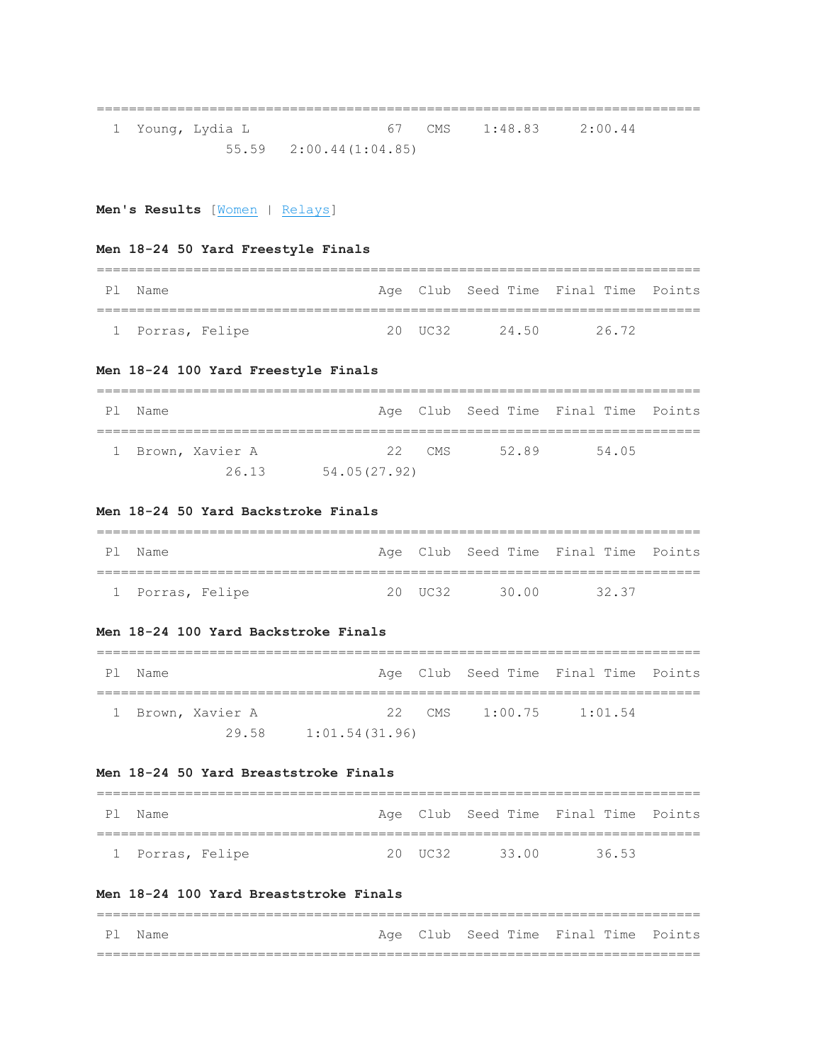| | | | | | | |
|---|---|---|---|---|---|---|
| 1 | Young, Lydia L | 67 | CMS | 1:48.83 | 2:00.44 | |
| | 55.59 2:00.44(1:04.85) | | | | | |

**Men's Results** [Women | Relays]

**Men 18-24 50 Yard Freestyle Finals**

| Pl | Name | Age | Club | Seed Time | Final Time | Points |
|---|---|---|---|---|---|---|
| 1 | Porras, Felipe | 20 | UC32 | 24.50 | 26.72 | |

**Men 18-24 100 Yard Freestyle Finals**

| Pl | Name | Age | Club | Seed Time | Final Time | Points |
|---|---|---|---|---|---|---|
| 1 | Brown, Xavier A | 22 | CMS | 52.89 | 54.05 | |
| | 26.13 54.05(27.92) | | | | | |

**Men 18-24 50 Yard Backstroke Finals**

| Pl | Name | Age | Club | Seed Time | Final Time | Points |
|---|---|---|---|---|---|---|
| 1 | Porras, Felipe | 20 | UC32 | 30.00 | 32.37 | |

**Men 18-24 100 Yard Backstroke Finals**

| Pl | Name | Age | Club | Seed Time | Final Time | Points |
|---|---|---|---|---|---|---|
| 1 | Brown, Xavier A | 22 | CMS | 1:00.75 | 1:01.54 | |
| | 29.58 1:01.54(31.96) | | | | | |

**Men 18-24 50 Yard Breaststroke Finals**

| Pl | Name | Age | Club | Seed Time | Final Time | Points |
|---|---|---|---|---|---|---|
| 1 | Porras, Felipe | 20 | UC32 | 33.00 | 36.53 | |

**Men 18-24 100 Yard Breaststroke Finals**

| Pl | Name | Age | Club | Seed Time | Final Time | Points |
|---|---|---|---|---|---|---|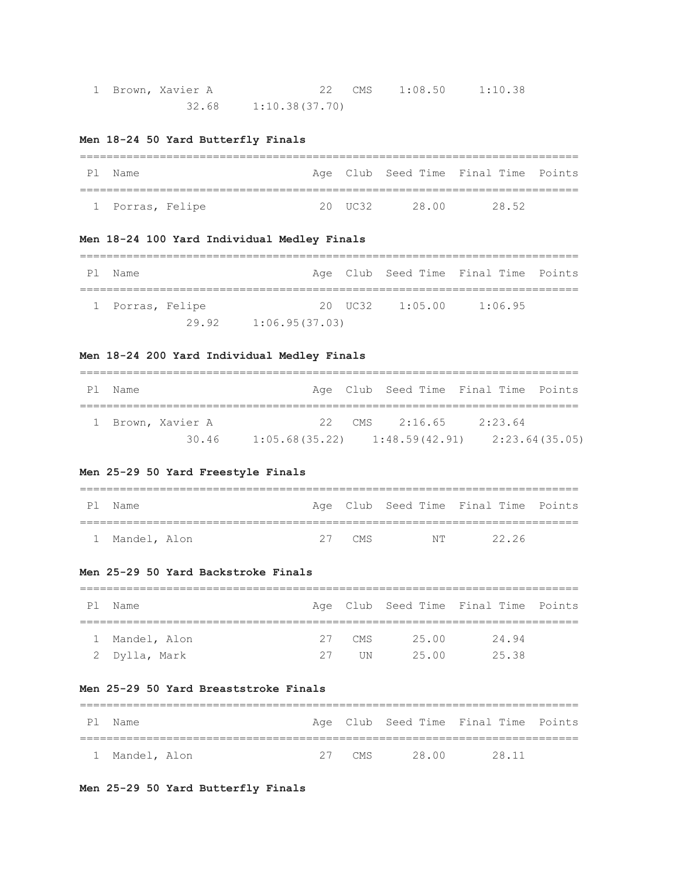| Pl | Name | Age | Club | Seed Time | Final Time | Points |
|---|---|---|---|---|---|---|
| 1 | Brown, Xavier A | 22 | CMS | 1:08.50 | 1:10.38 | |
| | 32.68 1:10.38(37.70) | | | | | |

**Men 18-24 50 Yard Butterfly Finals**

| Pl | Name | Age | Club | Seed Time | Final Time | Points |
|---|---|---|---|---|---|---|
| 1 | Porras, Felipe | 20 | UC32 | 28.00 | 28.52 | |

**Men 18-24 100 Yard Individual Medley Finals**

| Pl | Name | Age | Club | Seed Time | Final Time | Points |
|---|---|---|---|---|---|---|
| 1 | Porras, Felipe | 20 | UC32 | 1:05.00 | 1:06.95 | |
| | 29.92 1:06.95(37.03) | | | | | |

**Men 18-24 200 Yard Individual Medley Finals**

| Pl | Name | Age | Club | Seed Time | Final Time | Points |
|---|---|---|---|---|---|---|
| 1 | Brown, Xavier A | 22 | CMS | 2:16.65 | 2:23.64 | |
| | 30.46 1:05.68(35.22) 1:48.59(42.91) 2:23.64(35.05) | | | | | |

**Men 25-29 50 Yard Freestyle Finals**

| Pl | Name | Age | Club | Seed Time | Final Time | Points |
|---|---|---|---|---|---|---|
| 1 | Mandel, Alon | 27 | CMS | NT | 22.26 | |

**Men 25-29 50 Yard Backstroke Finals**

| Pl | Name | Age | Club | Seed Time | Final Time | Points |
|---|---|---|---|---|---|---|
| 1 | Mandel, Alon | 27 | CMS | 25.00 | 24.94 | |
| 2 | Dylla, Mark | 27 | UN | 25.00 | 25.38 | |

**Men 25-29 50 Yard Breaststroke Finals**

| Pl | Name | Age | Club | Seed Time | Final Time | Points |
|---|---|---|---|---|---|---|
| 1 | Mandel, Alon | 27 | CMS | 28.00 | 28.11 | |

**Men 25-29 50 Yard Butterfly Finals**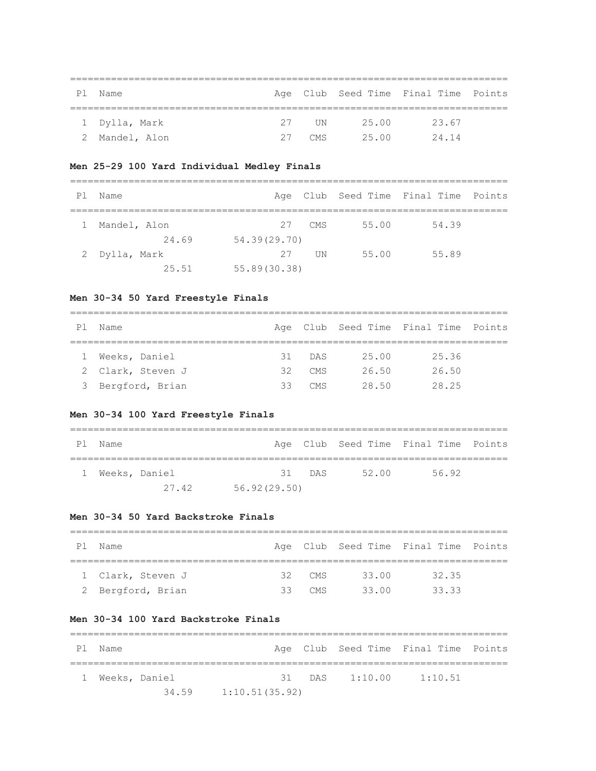| Pl | Name | Age | Club | Seed Time | Final Time | Points |
|---|---|---|---|---|---|---|
| 1 | Dylla, Mark | 27 | UN | 25.00 | 23.67 | |
| 2 | Mandel, Alon | 27 | CMS | 25.00 | 24.14 | |

**Men 25-29 100 Yard Individual Medley Finals**

| Pl | Name | Age | Club | Seed Time | Final Time | Points |
|---|---|---|---|---|---|---|
| 1 | Mandel, Alon | 27 | CMS | 55.00 | 54.39 | |
| | 24.69 54.39(29.70) | | | | | |
| 2 | Dylla, Mark | 27 | UN | 55.00 | 55.89 | |
| | 25.51 55.89(30.38) | | | | | |

**Men 30-34 50 Yard Freestyle Finals**

| Pl | Name | Age | Club | Seed Time | Final Time | Points |
|---|---|---|---|---|---|---|
| 1 | Weeks, Daniel | 31 | DAS | 25.00 | 25.36 | |
| 2 | Clark, Steven J | 32 | CMS | 26.50 | 26.50 | |
| 3 | Bergford, Brian | 33 | CMS | 28.50 | 28.25 | |

**Men 30-34 100 Yard Freestyle Finals**

| Pl | Name | Age | Club | Seed Time | Final Time | Points |
|---|---|---|---|---|---|---|
| 1 | Weeks, Daniel | 31 | DAS | 52.00 | 56.92 | |
| | 27.42 56.92(29.50) | | | | | |

**Men 30-34 50 Yard Backstroke Finals**

| Pl | Name | Age | Club | Seed Time | Final Time | Points |
|---|---|---|---|---|---|---|
| 1 | Clark, Steven J | 32 | CMS | 33.00 | 32.35 | |
| 2 | Bergford, Brian | 33 | CMS | 33.00 | 33.33 | |

**Men 30-34 100 Yard Backstroke Finals**

| Pl | Name | Age | Club | Seed Time | Final Time | Points |
|---|---|---|---|---|---|---|
| 1 | Weeks, Daniel | 31 | DAS | 1:10.00 | 1:10.51 | |
| | 34.59 1:10.51(35.92) | | | | | |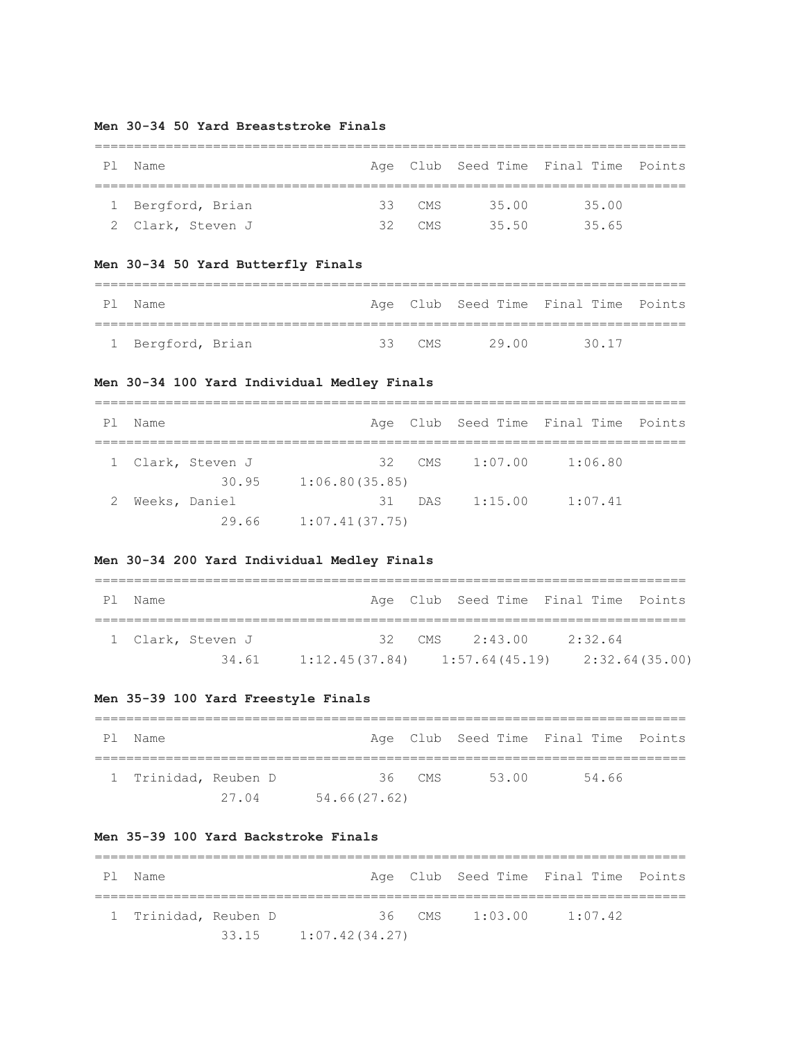**Men 30-34 50 Yard Breaststroke Finals**

| Pl | Name | Age | Club | Seed Time | Final Time | Points |
|---|---|---|---|---|---|---|
| 1 | Bergford, Brian | 33 | CMS | 35.00 | 35.00 | |
| 2 | Clark, Steven J | 32 | CMS | 35.50 | 35.65 | |

**Men 30-34 50 Yard Butterfly Finals**

| Pl | Name | Age | Club | Seed Time | Final Time | Points |
|---|---|---|---|---|---|---|
| 1 | Bergford, Brian | 33 | CMS | 29.00 | 30.17 | |

**Men 30-34 100 Yard Individual Medley Finals**

| Pl | Name | Age | Club | Seed Time | Final Time | Points |
|---|---|---|---|---|---|---|
| 1 | Clark, Steven J | 32 | CMS | 1:07.00 | 1:06.80 | |
| | 30.95 1:06.80(35.85) | | | | | |
| 2 | Weeks, Daniel | 31 | DAS | 1:15.00 | 1:07.41 | |
| | 29.66 1:07.41(37.75) | | | | | |

**Men 30-34 200 Yard Individual Medley Finals**

| Pl | Name | Age | Club | Seed Time | Final Time | Points |
|---|---|---|---|---|---|---|
| 1 | Clark, Steven J | 32 | CMS | 2:43.00 | 2:32.64 | |
| | 34.61 1:12.45(37.84) 1:57.64(45.19) 2:32.64(35.00) | | | | | |

**Men 35-39 100 Yard Freestyle Finals**

| Pl | Name | Age | Club | Seed Time | Final Time | Points |
|---|---|---|---|---|---|---|
| 1 | Trinidad, Reuben D | 36 | CMS | 53.00 | 54.66 | |
| | 27.04 54.66(27.62) | | | | | |

**Men 35-39 100 Yard Backstroke Finals**

| Pl | Name | Age | Club | Seed Time | Final Time | Points |
|---|---|---|---|---|---|---|
| 1 | Trinidad, Reuben D | 36 | CMS | 1:03.00 | 1:07.42 | |
| | 33.15 1:07.42(34.27) | | | | | |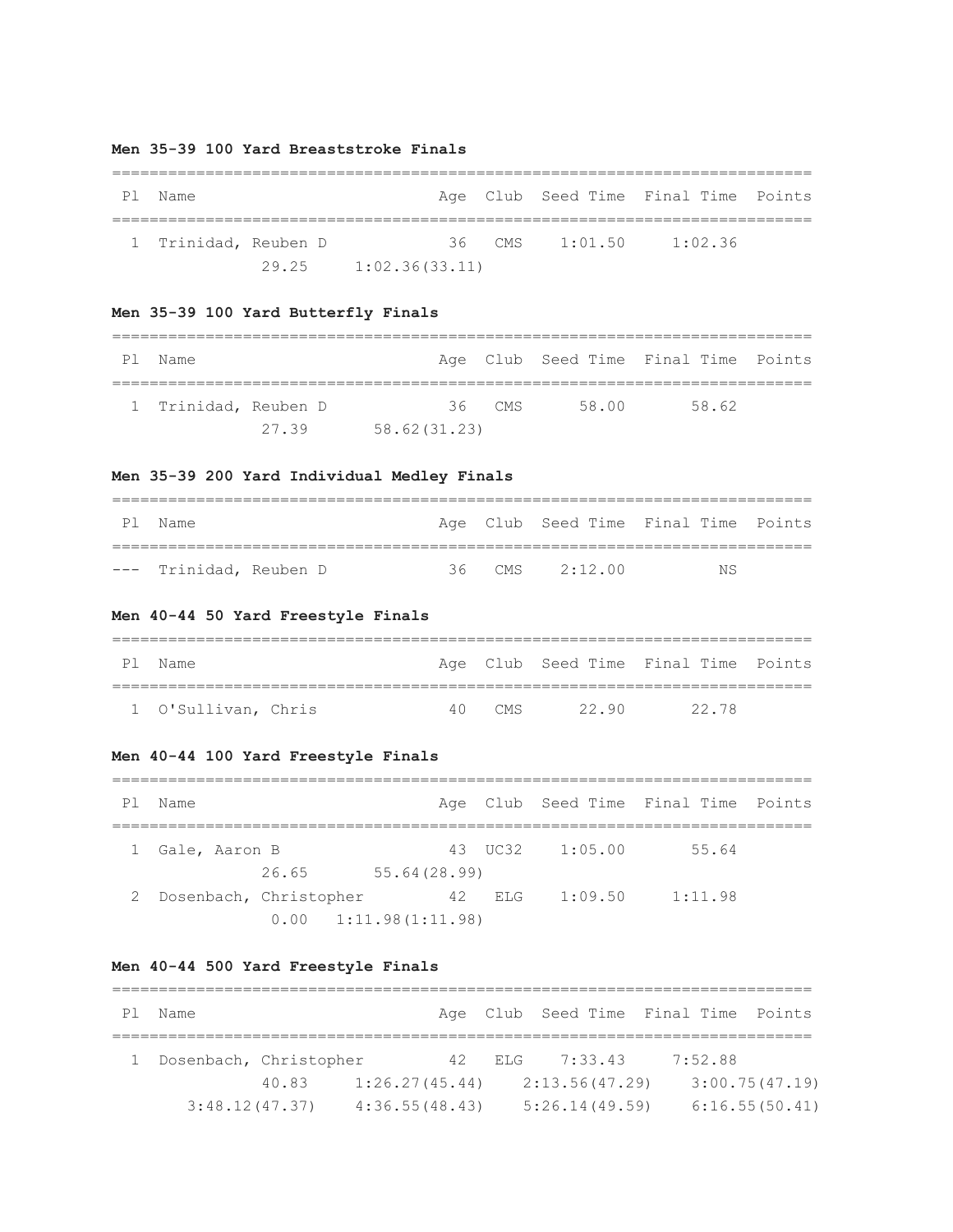### Men 35-39 100 Yard Breaststroke Finals

| Pl | Name | Age | Club | Seed Time | Final Time | Points |
|---|---|---|---|---|---|---|
| 1 | Trinidad, Reuben D | 36 | CMS | 1:01.50 | 1:02.36 | |
| | 29.25 1:02.36(33.11) | | | | | |

### Men 35-39 100 Yard Butterfly Finals

| Pl | Name | Age | Club | Seed Time | Final Time | Points |
|---|---|---|---|---|---|---|
| 1 | Trinidad, Reuben D | 36 | CMS | 58.00 | 58.62 | |
| | 27.39 58.62(31.23) | | | | | |

### Men 35-39 200 Yard Individual Medley Finals

| Pl | Name | Age | Club | Seed Time | Final Time | Points |
|---|---|---|---|---|---|---|
| --- | Trinidad, Reuben D | 36 | CMS | 2:12.00 | NS | |

### Men 40-44 50 Yard Freestyle Finals

| Pl | Name | Age | Club | Seed Time | Final Time | Points |
|---|---|---|---|---|---|---|
| 1 | O'Sullivan, Chris | 40 | CMS | 22.90 | 22.78 | |

### Men 40-44 100 Yard Freestyle Finals

| Pl | Name | Age | Club | Seed Time | Final Time | Points |
|---|---|---|---|---|---|---|
| 1 | Gale, Aaron B | 43 | UC32 | 1:05.00 | 55.64 | |
| | 26.65 55.64(28.99) | | | | | |
| 2 | Dosenbach, Christopher | 42 | ELG | 1:09.50 | 1:11.98 | |
| | 0.00 1:11.98(1:11.98) | | | | | |

### Men 40-44 500 Yard Freestyle Finals

| Pl | Name | Age | Club | Seed Time | Final Time | Points |
|---|---|---|---|---|---|---|
| 1 | Dosenbach, Christopher | 42 | ELG | 7:33.43 | 7:52.88 | |
| | 40.83 1:26.27(45.44) 2:13.56(47.29) 3:00.75(47.19) | | | | | |
| | 3:48.12(47.37) 4:36.55(48.43) 5:26.14(49.59) 6:16.55(50.41) | | | | | |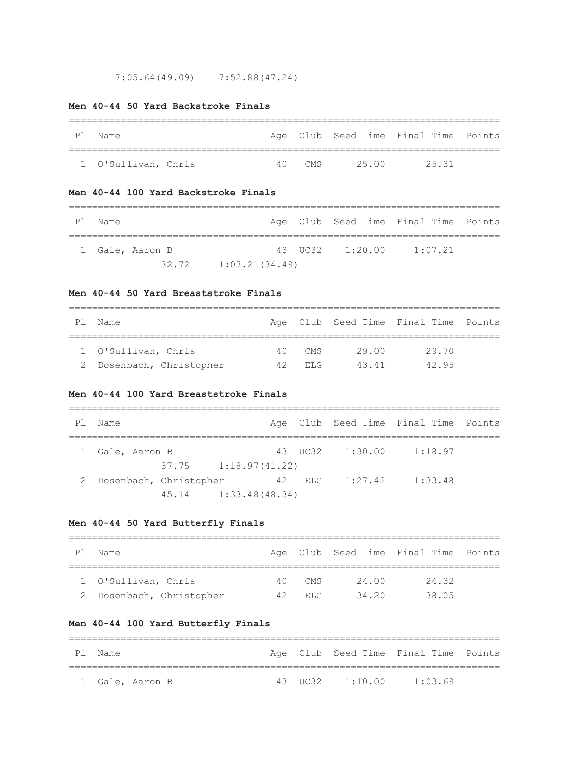7:05.64(49.09) 7:52.88(47.24)

### Men 40-44 50 Yard Backstroke Finals

| Pl | Name | Age | Club | Seed Time | Final Time | Points |
|---|---|---|---|---|---|---|
| 1 | O'Sullivan, Chris | 40 | CMS | 25.00 | 25.31 | |

### Men 40-44 100 Yard Backstroke Finals

| Pl | Name | Age | Club | Seed Time | Final Time | Points |
|---|---|---|---|---|---|---|
| 1 | Gale, Aaron B | 43 | UC32 | 1:20.00 | 1:07.21 | |
| | 32.72 1:07.21(34.49) | | | | | |

### Men 40-44 50 Yard Breaststroke Finals

| Pl | Name | Age | Club | Seed Time | Final Time | Points |
|---|---|---|---|---|---|---|
| 1 | O'Sullivan, Chris | 40 | CMS | 29.00 | 29.70 | |
| 2 | Dosenbach, Christopher | 42 | ELG | 43.41 | 42.95 | |

### Men 40-44 100 Yard Breaststroke Finals

| Pl | Name | Age | Club | Seed Time | Final Time | Points |
|---|---|---|---|---|---|---|
| 1 | Gale, Aaron B | 43 | UC32 | 1:30.00 | 1:18.97 | |
| | 37.75 1:18.97(41.22) | | | | | |
| 2 | Dosenbach, Christopher | 42 | ELG | 1:27.42 | 1:33.48 | |
| | 45.14 1:33.48(48.34) | | | | | |

### Men 40-44 50 Yard Butterfly Finals

| Pl | Name | Age | Club | Seed Time | Final Time | Points |
|---|---|---|---|---|---|---|
| 1 | O'Sullivan, Chris | 40 | CMS | 24.00 | 24.32 | |
| 2 | Dosenbach, Christopher | 42 | ELG | 34.20 | 38.05 | |

### Men 40-44 100 Yard Butterfly Finals

| Pl | Name | Age | Club | Seed Time | Final Time | Points |
|---|---|---|---|---|---|---|
| 1 | Gale, Aaron B | 43 | UC32 | 1:10.00 | 1:03.69 | |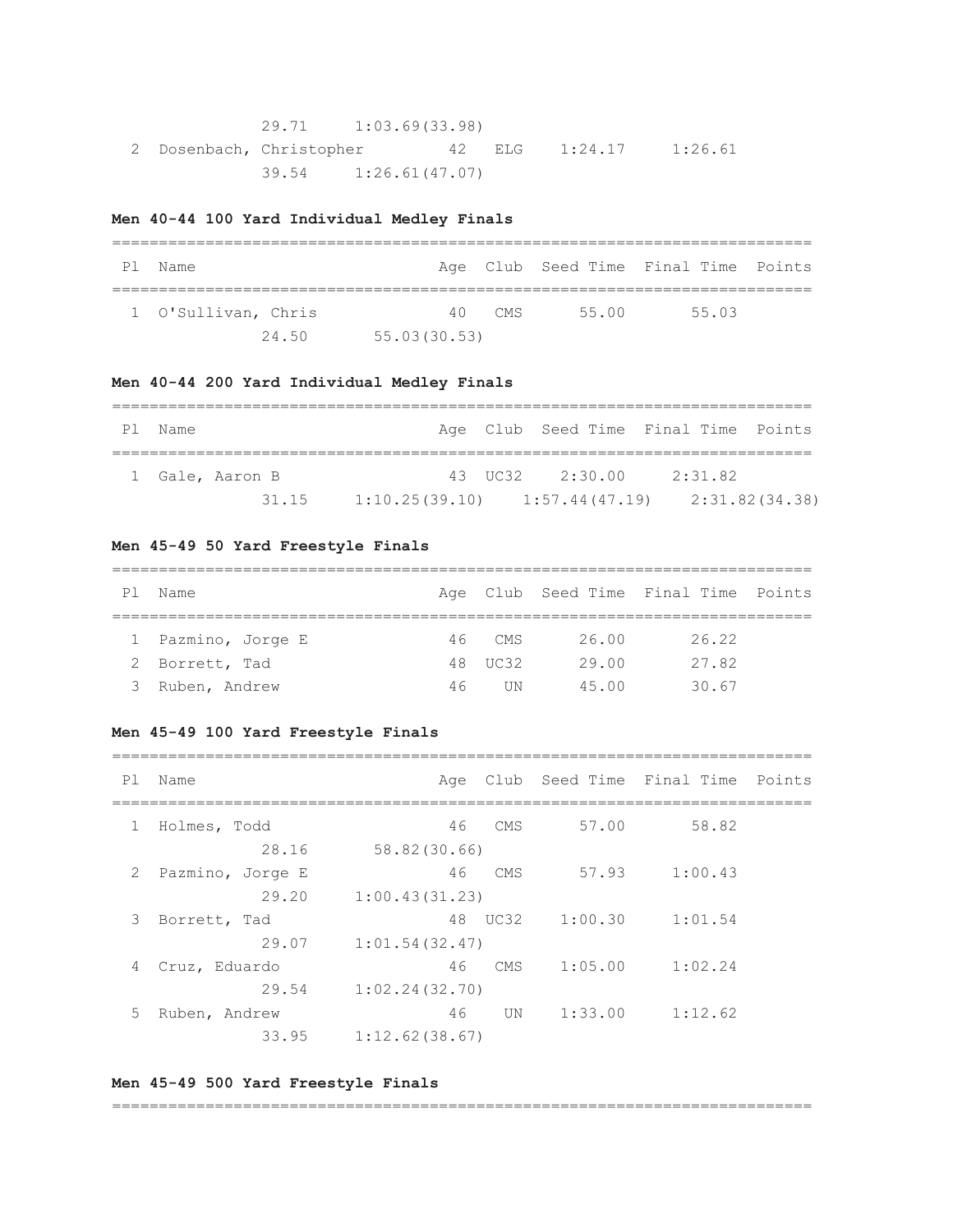29.71 1:03.69(33.98)

2 Dosenbach, Christopher 42 ELG 1:24.17 1:26.61

39.54 1:26.61(47.07)

**Men 40-44 100 Yard Individual Medley Finals**

| Pl | Name | Age | Club | Seed Time | Final Time | Points |
|---|---|---|---|---|---|---|
| 1 | O'Sullivan, Chris | 40 | CMS | 55.00 | 55.03 | |
| | 24.50 | 55.03(30.53) | | | | |

**Men 40-44 200 Yard Individual Medley Finals**

| Pl | Name | Age | Club | Seed Time | Final Time | Points |
|---|---|---|---|---|---|---|
| 1 | Gale, Aaron B | 43 | UC32 | 2:30.00 | 2:31.82 | |
| | 31.15 | 1:10.25(39.10) | 1:57.44(47.19) | 2:31.82(34.38) | | |

**Men 45-49 50 Yard Freestyle Finals**

| Pl | Name | Age | Club | Seed Time | Final Time | Points |
|---|---|---|---|---|---|---|
| 1 | Pazmino, Jorge E | 46 | CMS | 26.00 | 26.22 | |
| 2 | Borrett, Tad | 48 | UC32 | 29.00 | 27.82 | |
| 3 | Ruben, Andrew | 46 | UN | 45.00 | 30.67 | |

**Men 45-49 100 Yard Freestyle Finals**

| Pl | Name | Age | Club | Seed Time | Final Time | Points |
|---|---|---|---|---|---|---|
| 1 | Holmes, Todd | 46 | CMS | 57.00 | 58.82 | |
| | 28.16 | 58.82(30.66) | | | | |
| 2 | Pazmino, Jorge E | 46 | CMS | 57.93 | 1:00.43 | |
| | 29.20 | 1:00.43(31.23) | | | | |
| 3 | Borrett, Tad | 48 | UC32 | 1:00.30 | 1:01.54 | |
| | 29.07 | 1:01.54(32.47) | | | | |
| 4 | Cruz, Eduardo | 46 | CMS | 1:05.00 | 1:02.24 | |
| | 29.54 | 1:02.24(32.70) | | | | |
| 5 | Ruben, Andrew | 46 | UN | 1:33.00 | 1:12.62 | |
| | 33.95 | 1:12.62(38.67) | | | | |

**Men 45-49 500 Yard Freestyle Finals**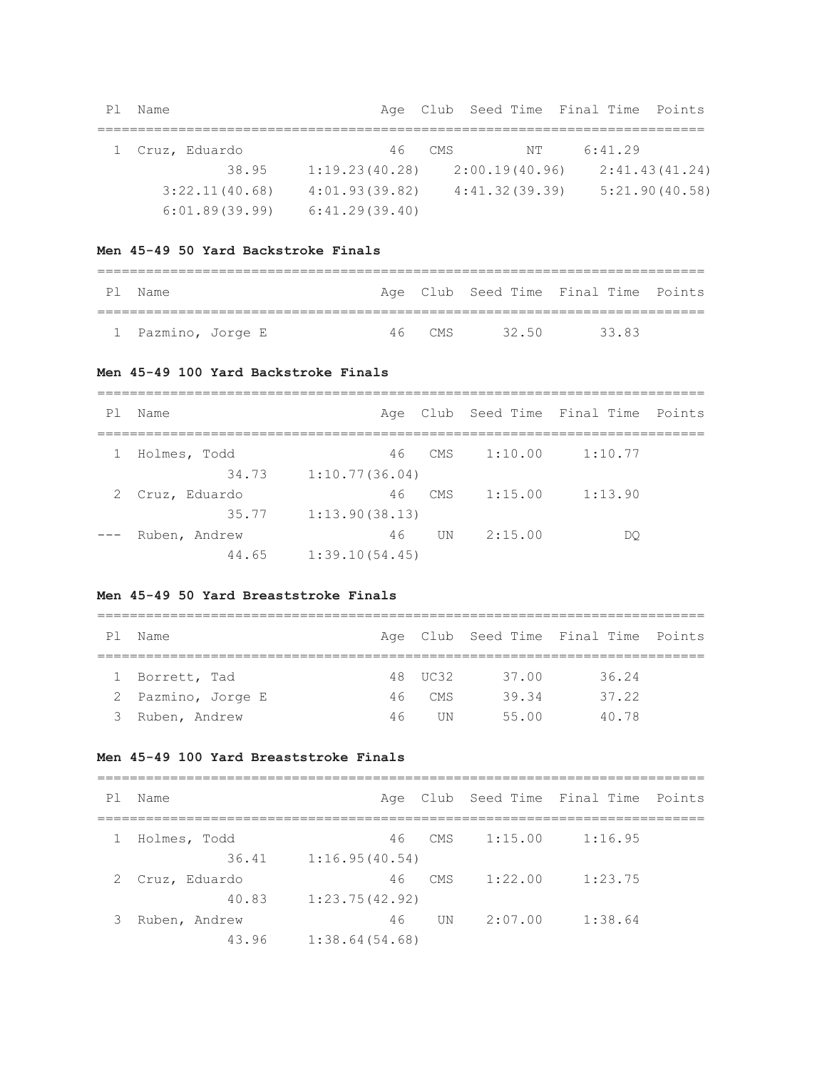| Pl | Name | Age | Club | Seed Time | Final Time | Points |
|---|---|---|---|---|---|---|
| 1 | Cruz, Eduardo | 46 | CMS | NT | 6:41.29 | |
| | 38.95 1:19.23(40.28) 2:00.19(40.96) 2:41.43(41.24) | | | | | |
| | 3:22.11(40.68) 4:01.93(39.82) 4:41.32(39.39) 5:21.90(40.58) | | | | | |
| | 6:01.89(39.99) 6:41.29(39.40) | | | | | |

**Men 45-49 50 Yard Backstroke Finals**

| Pl | Name | Age | Club | Seed Time | Final Time | Points |
|---|---|---|---|---|---|---|
| 1 | Pazmino, Jorge E | 46 | CMS | 32.50 | 33.83 | |

**Men 45-49 100 Yard Backstroke Finals**

| Pl | Name | Age | Club | Seed Time | Final Time | Points |
|---|---|---|---|---|---|---|
| 1 | Holmes, Todd | 46 | CMS | 1:10.00 | 1:10.77 | |
| | 34.73 1:10.77(36.04) | | | | | |
| 2 | Cruz, Eduardo | 46 | CMS | 1:15.00 | 1:13.90 | |
| | 35.77 1:13.90(38.13) | | | | | |
| --- | Ruben, Andrew | 46 | UN | 2:15.00 | DQ | |
| | 44.65 1:39.10(54.45) | | | | | |

**Men 45-49 50 Yard Breaststroke Finals**

| Pl | Name | Age | Club | Seed Time | Final Time | Points |
|---|---|---|---|---|---|---|
| 1 | Borrett, Tad | 48 | UC32 | 37.00 | 36.24 | |
| 2 | Pazmino, Jorge E | 46 | CMS | 39.34 | 37.22 | |
| 3 | Ruben, Andrew | 46 | UN | 55.00 | 40.78 | |

**Men 45-49 100 Yard Breaststroke Finals**

| Pl | Name | Age | Club | Seed Time | Final Time | Points |
|---|---|---|---|---|---|---|
| 1 | Holmes, Todd | 46 | CMS | 1:15.00 | 1:16.95 | |
| | 36.41 1:16.95(40.54) | | | | | |
| 2 | Cruz, Eduardo | 46 | CMS | 1:22.00 | 1:23.75 | |
| | 40.83 1:23.75(42.92) | | | | | |
| 3 | Ruben, Andrew | 46 | UN | 2:07.00 | 1:38.64 | |
| | 43.96 1:38.64(54.68) | | | | | |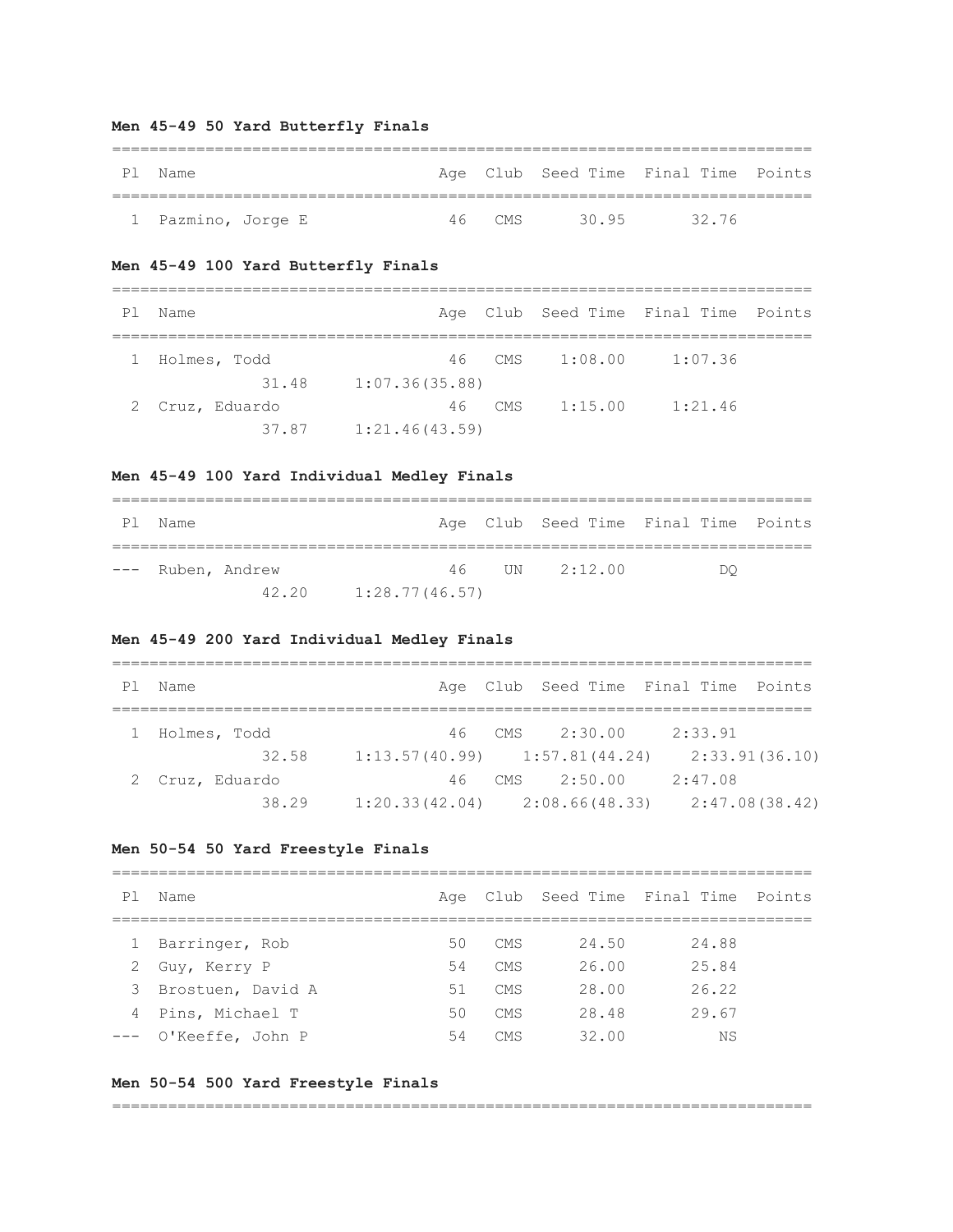**Men 45-49 50 Yard Butterfly Finals**

| Pl | Name | Age | Club | Seed Time | Final Time | Points |
|---|---|---|---|---|---|---|
| 1 | Pazmino, Jorge E | 46 | CMS | 30.95 | 32.76 | |

**Men 45-49 100 Yard Butterfly Finals**

| Pl | Name | Age | Club | Seed Time | Final Time | Points |
|---|---|---|---|---|---|---|
| 1 | Holmes, Todd | 46 | CMS | 1:08.00 | 1:07.36 | |
| | 31.48 1:07.36(35.88) | | | | | |
| 2 | Cruz, Eduardo | 46 | CMS | 1:15.00 | 1:21.46 | |
| | 37.87 1:21.46(43.59) | | | | | |

**Men 45-49 100 Yard Individual Medley Finals**

| Pl | Name | Age | Club | Seed Time | Final Time | Points |
|---|---|---|---|---|---|---|
| --- | Ruben, Andrew | 46 | UN | 2:12.00 | DQ | |
| | 42.20 1:28.77(46.57) | | | | | |

**Men 45-49 200 Yard Individual Medley Finals**

| Pl | Name | Age | Club | Seed Time | Final Time | Points |
|---|---|---|---|---|---|---|
| 1 | Holmes, Todd | 46 | CMS | 2:30.00 | 2:33.91 | |
| | 32.58 1:13.57(40.99) 1:57.81(44.24) 2:33.91(36.10) | | | | | |
| 2 | Cruz, Eduardo | 46 | CMS | 2:50.00 | 2:47.08 | |
| | 38.29 1:20.33(42.04) 2:08.66(48.33) 2:47.08(38.42) | | | | | |

**Men 50-54 50 Yard Freestyle Finals**

| Pl | Name | Age | Club | Seed Time | Final Time | Points |
|---|---|---|---|---|---|---|
| 1 | Barringer, Rob | 50 | CMS | 24.50 | 24.88 | |
| 2 | Guy, Kerry P | 54 | CMS | 26.00 | 25.84 | |
| 3 | Brostuen, David A | 51 | CMS | 28.00 | 26.22 | |
| 4 | Pins, Michael T | 50 | CMS | 28.48 | 29.67 | |
| --- | O'Keeffe, John P | 54 | CMS | 32.00 | NS | |

**Men 50-54 500 Yard Freestyle Finals**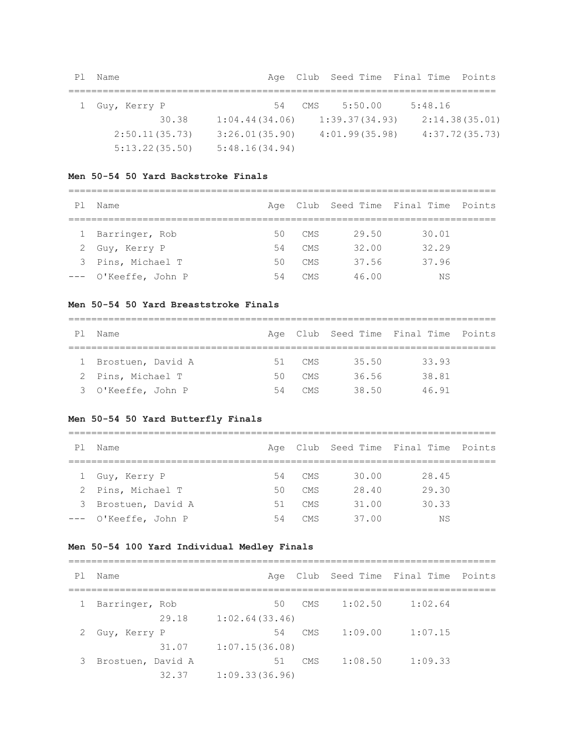| Pl | Name | Age | Club | Seed Time | Final Time | Points |
|---|---|---|---|---|---|---|
| 1 | Guy, Kerry P | 54 | CMS | 5:50.00 | 5:48.16 | |
| | 30.38 | 1:04.44(34.06) | | 1:39.37(34.93) | 2:14.38(35.01) | |
| | 2:50.11(35.73) | 3:26.01(35.90) | | 4:01.99(35.98) | 4:37.72(35.73) | |
| | 5:13.22(35.50) | 5:48.16(34.94) | | | | |

**Men 50-54 50 Yard Backstroke Finals**

| Pl | Name | Age | Club | Seed Time | Final Time | Points |
|---|---|---|---|---|---|---|
| 1 | Barringer, Rob | 50 | CMS | 29.50 | 30.01 | |
| 2 | Guy, Kerry P | 54 | CMS | 32.00 | 32.29 | |
| 3 | Pins, Michael T | 50 | CMS | 37.56 | 37.96 | |
| --- | O'Keeffe, John P | 54 | CMS | 46.00 | NS | |

**Men 50-54 50 Yard Breaststroke Finals**

| Pl | Name | Age | Club | Seed Time | Final Time | Points |
|---|---|---|---|---|---|---|
| 1 | Brostuen, David A | 51 | CMS | 35.50 | 33.93 | |
| 2 | Pins, Michael T | 50 | CMS | 36.56 | 38.81 | |
| 3 | O'Keeffe, John P | 54 | CMS | 38.50 | 46.91 | |

**Men 50-54 50 Yard Butterfly Finals**

| Pl | Name | Age | Club | Seed Time | Final Time | Points |
|---|---|---|---|---|---|---|
| 1 | Guy, Kerry P | 54 | CMS | 30.00 | 28.45 | |
| 2 | Pins, Michael T | 50 | CMS | 28.40 | 29.30 | |
| 3 | Brostuen, David A | 51 | CMS | 31.00 | 30.33 | |
| --- | O'Keeffe, John P | 54 | CMS | 37.00 | NS | |

**Men 50-54 100 Yard Individual Medley Finals**

| Pl | Name | Age | Club | Seed Time | Final Time | Points |
|---|---|---|---|---|---|---|
| 1 | Barringer, Rob | 50 | CMS | 1:02.50 | 1:02.64 | |
| | 29.18 | 1:02.64(33.46) | | | | |
| 2 | Guy, Kerry P | 54 | CMS | 1:09.00 | 1:07.15 | |
| | 31.07 | 1:07.15(36.08) | | | | |
| 3 | Brostuen, David A | 51 | CMS | 1:08.50 | 1:09.33 | |
| | 32.37 | 1:09.33(36.96) | | | | |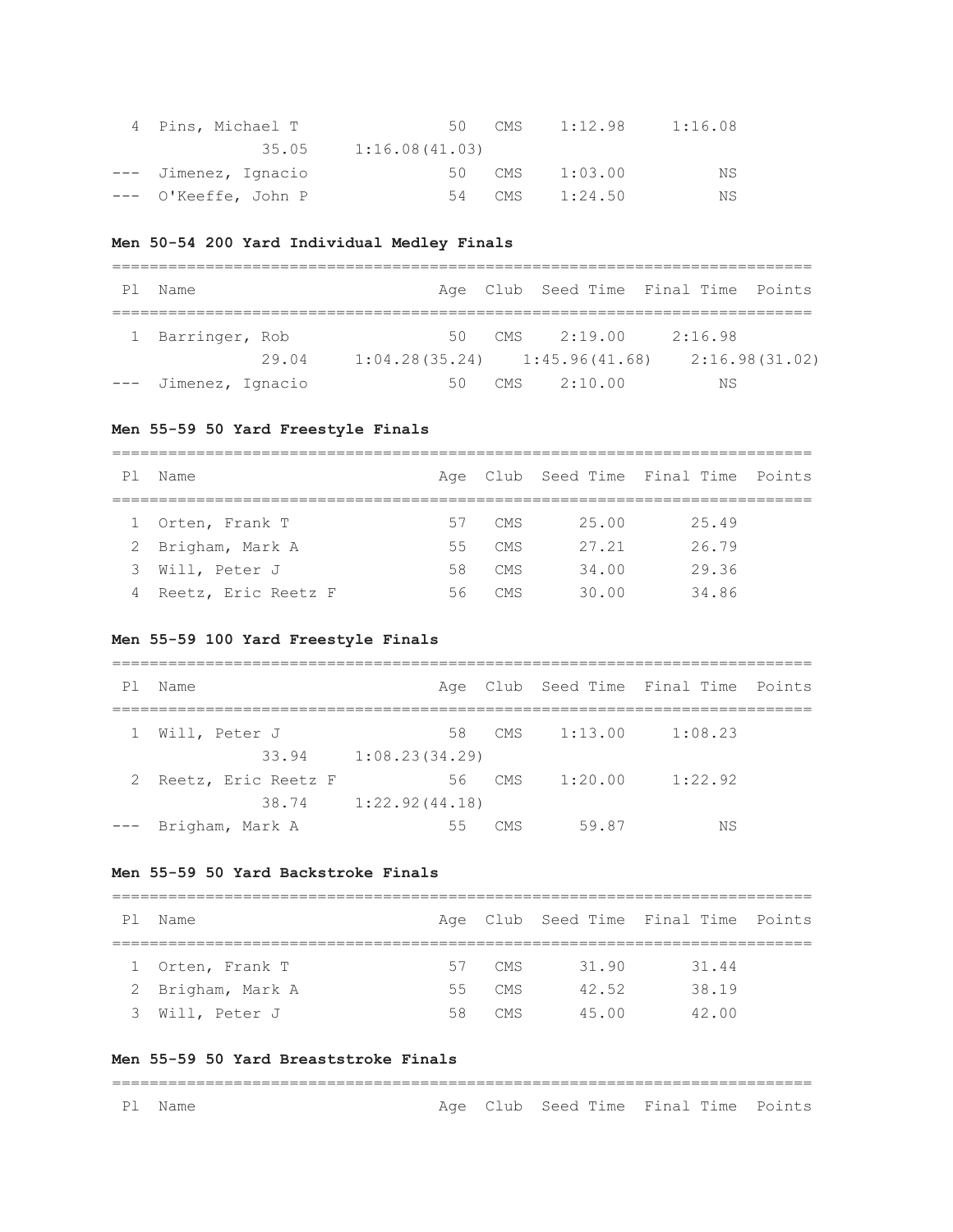| Pl | Name | Age | Club | Seed Time | Final Time | Points |
|---|---|---|---|---|---|---|
| 4 | Pins, Michael T | 50 | CMS | 1:12.98 | 1:16.08 | |
| | 35.05 1:16.08(41.03) | | | | | |
| --- | Jimenez, Ignacio | 50 | CMS | 1:03.00 | NS | |
| --- | O'Keeffe, John P | 54 | CMS | 1:24.50 | NS | |

**Men 50-54 200 Yard Individual Medley Finals**

| Pl | Name | Age | Club | Seed Time | Final Time | Points |
|---|---|---|---|---|---|---|
| 1 | Barringer, Rob | 50 | CMS | 2:19.00 | 2:16.98 | |
| | 29.04 1:04.28(35.24) 1:45.96(41.68) 2:16.98(31.02) | | | | | |
| --- | Jimenez, Ignacio | 50 | CMS | 2:10.00 | NS | |

**Men 55-59 50 Yard Freestyle Finals**

| Pl | Name | Age | Club | Seed Time | Final Time | Points |
|---|---|---|---|---|---|---|
| 1 | Orten, Frank T | 57 | CMS | 25.00 | 25.49 | |
| 2 | Brigham, Mark A | 55 | CMS | 27.21 | 26.79 | |
| 3 | Will, Peter J | 58 | CMS | 34.00 | 29.36 | |
| 4 | Reetz, Eric Reetz F | 56 | CMS | 30.00 | 34.86 | |

**Men 55-59 100 Yard Freestyle Finals**

| Pl | Name | Age | Club | Seed Time | Final Time | Points |
|---|---|---|---|---|---|---|
| 1 | Will, Peter J | 58 | CMS | 1:13.00 | 1:08.23 | |
| | 33.94 1:08.23(34.29) | | | | | |
| 2 | Reetz, Eric Reetz F | 56 | CMS | 1:20.00 | 1:22.92 | |
| | 38.74 1:22.92(44.18) | | | | | |
| --- | Brigham, Mark A | 55 | CMS | 59.87 | NS | |

**Men 55-59 50 Yard Backstroke Finals**

| Pl | Name | Age | Club | Seed Time | Final Time | Points |
|---|---|---|---|---|---|---|
| 1 | Orten, Frank T | 57 | CMS | 31.90 | 31.44 | |
| 2 | Brigham, Mark A | 55 | CMS | 42.52 | 38.19 | |
| 3 | Will, Peter J | 58 | CMS | 45.00 | 42.00 | |

**Men 55-59 50 Yard Breaststroke Finals**

| Pl | Name | Age | Club | Seed Time | Final Time | Points |
|---|---|---|---|---|---|---|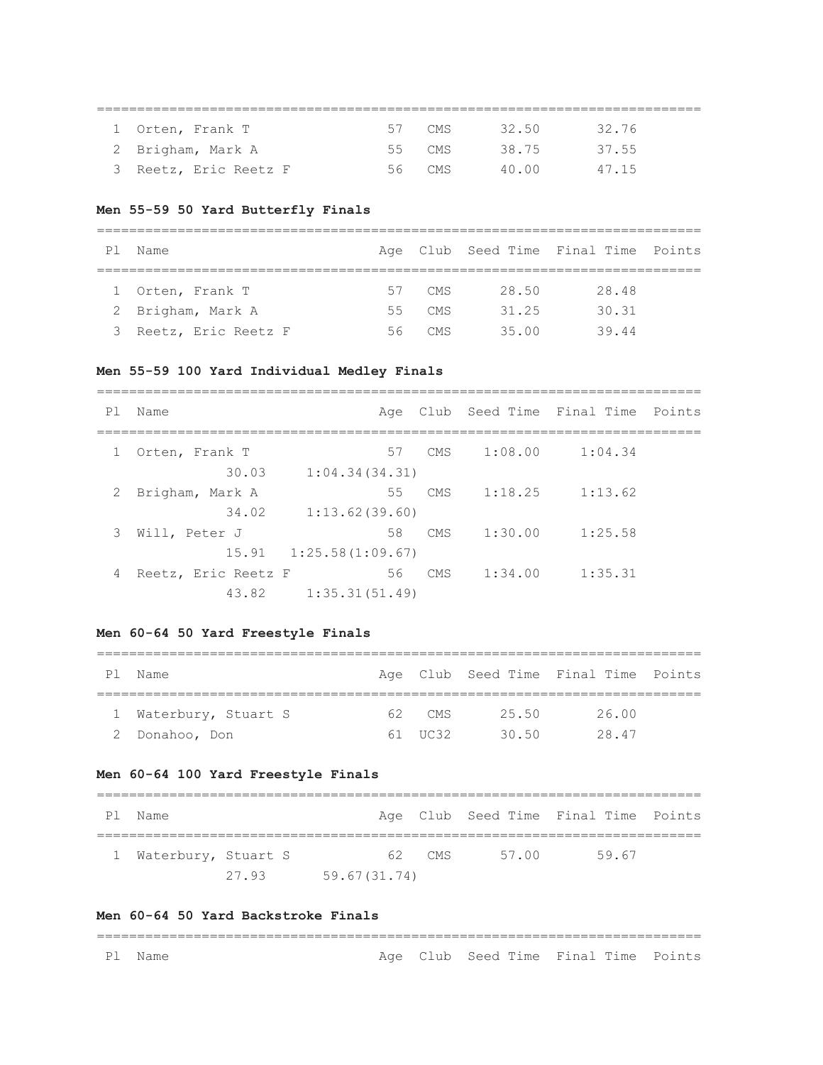| Pl | Name | Age | Club | Seed Time | Final Time | Points |
|---|---|---|---|---|---|---|
| 1 | Orten, Frank T | 57 | CMS | 32.50 | 32.76 | |
| 2 | Brigham, Mark A | 55 | CMS | 38.75 | 37.55 | |
| 3 | Reetz, Eric Reetz F | 56 | CMS | 40.00 | 47.15 | |

### Men 55-59 50 Yard Butterfly Finals

| Pl | Name | Age | Club | Seed Time | Final Time | Points |
|---|---|---|---|---|---|---|
| 1 | Orten, Frank T | 57 | CMS | 28.50 | 28.48 | |
| 2 | Brigham, Mark A | 55 | CMS | 31.25 | 30.31 | |
| 3 | Reetz, Eric Reetz F | 56 | CMS | 35.00 | 39.44 | |

### Men 55-59 100 Yard Individual Medley Finals

| Pl | Name | Age | Club | Seed Time | Final Time | Points |
|---|---|---|---|---|---|---|
| 1 | Orten, Frank T | 57 | CMS | 1:08.00 | 1:04.34 | |
| | 30.03 1:04.34(34.31) | | | | | |
| 2 | Brigham, Mark A | 55 | CMS | 1:18.25 | 1:13.62 | |
| | 34.02 1:13.62(39.60) | | | | | |
| 3 | Will, Peter J | 58 | CMS | 1:30.00 | 1:25.58 | |
| | 15.91 1:25.58(1:09.67) | | | | | |
| 4 | Reetz, Eric Reetz F | 56 | CMS | 1:34.00 | 1:35.31 | |
| | 43.82 1:35.31(51.49) | | | | | |

### Men 60-64 50 Yard Freestyle Finals

| Pl | Name | Age | Club | Seed Time | Final Time | Points |
|---|---|---|---|---|---|---|
| 1 | Waterbury, Stuart S | 62 | CMS | 25.50 | 26.00 | |
| 2 | Donahoo, Don | 61 | UC32 | 30.50 | 28.47 | |

### Men 60-64 100 Yard Freestyle Finals

| Pl | Name | Age | Club | Seed Time | Final Time | Points |
|---|---|---|---|---|---|---|
| 1 | Waterbury, Stuart S | 62 | CMS | 57.00 | 59.67 | |
| | 27.93 59.67(31.74) | | | | | |

### Men 60-64 50 Yard Backstroke Finals

| Pl | Name | Age | Club | Seed Time | Final Time | Points |
|---|---|---|---|---|---|---|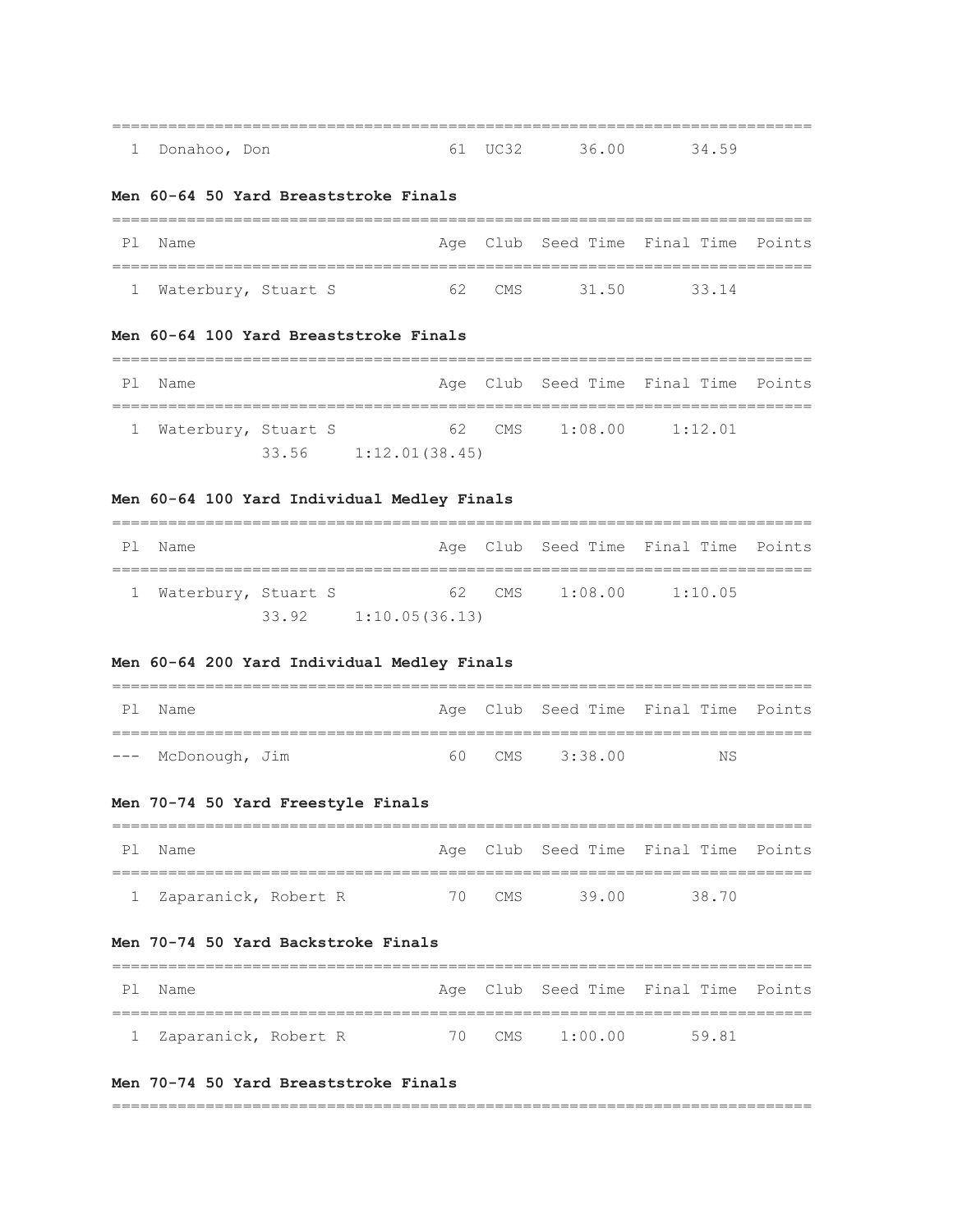| Pl | Name | Age | Club | Seed Time | Final Time | Points |
|---|---|---|---|---|---|---|
| 1 | Donahoo, Don | 61 | UC32 | 36.00 | 34.59 | |

**Men 60-64 50 Yard Breaststroke Finals**

| Pl | Name | Age | Club | Seed Time | Final Time | Points |
|---|---|---|---|---|---|---|
| 1 | Waterbury, Stuart S | 62 | CMS | 31.50 | 33.14 | |

**Men 60-64 100 Yard Breaststroke Finals**

| Pl | Name | Age | Club | Seed Time | Final Time | Points |
|---|---|---|---|---|---|---|
| 1 | Waterbury, Stuart S | 62 | CMS | 1:08.00 | 1:12.01 | |
| | 33.56 1:12.01(38.45) | | | | | |

**Men 60-64 100 Yard Individual Medley Finals**

| Pl | Name | Age | Club | Seed Time | Final Time | Points |
|---|---|---|---|---|---|---|
| 1 | Waterbury, Stuart S | 62 | CMS | 1:08.00 | 1:10.05 | |
| | 33.92 1:10.05(36.13) | | | | | |

**Men 60-64 200 Yard Individual Medley Finals**

| Pl | Name | Age | Club | Seed Time | Final Time | Points |
|---|---|---|---|---|---|---|
| --- | McDonough, Jim | 60 | CMS | 3:38.00 | NS | |

**Men 70-74 50 Yard Freestyle Finals**

| Pl | Name | Age | Club | Seed Time | Final Time | Points |
|---|---|---|---|---|---|---|
| 1 | Zaparanick, Robert R | 70 | CMS | 39.00 | 38.70 | |

**Men 70-74 50 Yard Backstroke Finals**

| Pl | Name | Age | Club | Seed Time | Final Time | Points |
|---|---|---|---|---|---|---|
| 1 | Zaparanick, Robert R | 70 | CMS | 1:00.00 | 59.81 | |

**Men 70-74 50 Yard Breaststroke Finals**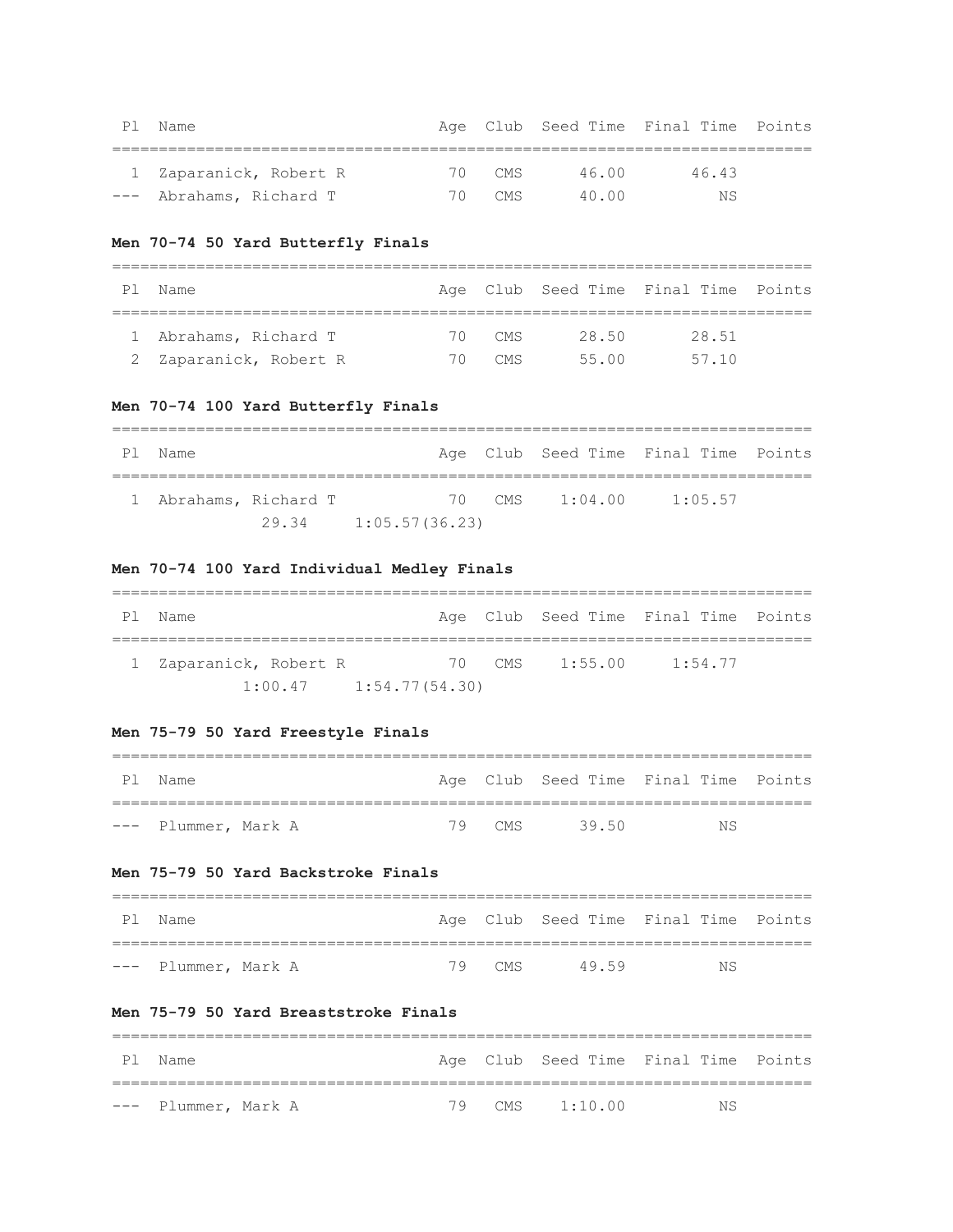| Pl | Name | Age | Club | Seed Time | Final Time | Points |
|---|---|---|---|---|---|---|
| 1 | Zaparanick, Robert R | 70 | CMS | 46.00 | 46.43 | |
| --- | Abrahams, Richard T | 70 | CMS | 40.00 | NS | |

**Men 70-74 50 Yard Butterfly Finals**

| Pl | Name | Age | Club | Seed Time | Final Time | Points |
|---|---|---|---|---|---|---|
| 1 | Abrahams, Richard T | 70 | CMS | 28.50 | 28.51 | |
| 2 | Zaparanick, Robert R | 70 | CMS | 55.00 | 57.10 | |

**Men 70-74 100 Yard Butterfly Finals**

| Pl | Name | Age | Club | Seed Time | Final Time | Points |
|---|---|---|---|---|---|---|
| 1 | Abrahams, Richard T | 70 | CMS | 1:04.00 | 1:05.57 | |
| | 29.34 1:05.57(36.23) | | | | | |

**Men 70-74 100 Yard Individual Medley Finals**

| Pl | Name | Age | Club | Seed Time | Final Time | Points |
|---|---|---|---|---|---|---|
| 1 | Zaparanick, Robert R | 70 | CMS | 1:55.00 | 1:54.77 | |
| | 1:00.47 1:54.77(54.30) | | | | | |

**Men 75-79 50 Yard Freestyle Finals**

| Pl | Name | Age | Club | Seed Time | Final Time | Points |
|---|---|---|---|---|---|---|
| --- | Plummer, Mark A | 79 | CMS | 39.50 | NS | |

**Men 75-79 50 Yard Backstroke Finals**

| Pl | Name | Age | Club | Seed Time | Final Time | Points |
|---|---|---|---|---|---|---|
| --- | Plummer, Mark A | 79 | CMS | 49.59 | NS | |

**Men 75-79 50 Yard Breaststroke Finals**

| Pl | Name | Age | Club | Seed Time | Final Time | Points |
|---|---|---|---|---|---|---|
| --- | Plummer, Mark A | 79 | CMS | 1:10.00 | NS | |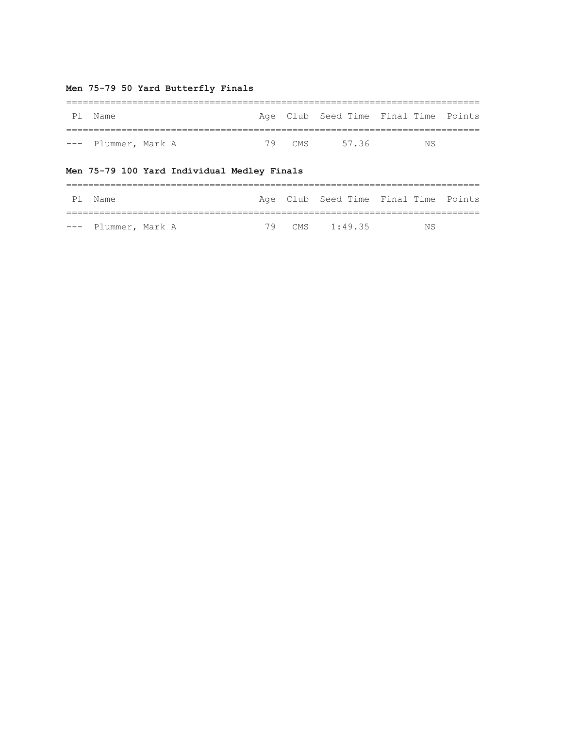**Men 75-79 50 Yard Butterfly Finals**

| Pl | Name | Age | Club | Seed Time | Final Time | Points |
|---|---|---|---|---|---|---|
| --- | Plummer, Mark A | 79 | CMS | 57.36 | NS | |

**Men 75-79 100 Yard Individual Medley Finals**

| Pl | Name | Age | Club | Seed Time | Final Time | Points |
|---|---|---|---|---|---|---|
| --- | Plummer, Mark A | 79 | CMS | 1:49.35 | NS | |